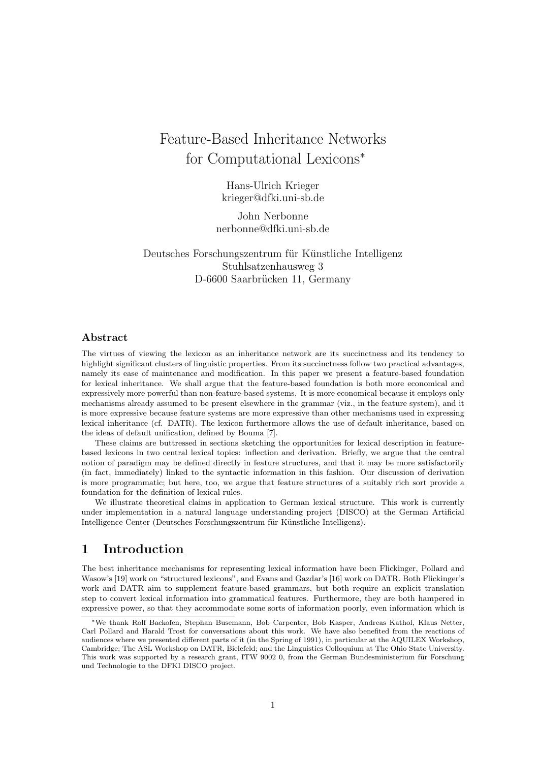# Feature-Based Inheritance Networks for Computational Lexicons*

Hans-Ulrich Krieger
krieger@dfki.uni-sb.de

John Nerbonne
nerbonne@dfki.uni-sb.de

Deutsches Forschungszentrum für Künstliche Intelligenz
Stuhlsatzenhausweg 3
D-6600 Saarbrücken 11, Germany

### Abstract

The virtues of viewing the lexicon as an inheritance network are its succinctness and its tendency to highlight significant clusters of linguistic properties. From its succinctness follow two practical advantages, namely its ease of maintenance and modification. In this paper we present a feature-based foundation for lexical inheritance. We shall argue that the feature-based foundation is both more economical and expressively more powerful than non-feature-based systems. It is more economical because it employs only mechanisms already assumed to be present elsewhere in the grammar (viz., in the feature system), and it is more expressive because feature systems are more expressive than other mechanisms used in expressing lexical inheritance (cf. DATR). The lexicon furthermore allows the use of default inheritance, based on the ideas of default unification, defined by Bouma [7].

These claims are buttressed in sections sketching the opportunities for lexical description in feature-based lexicons in two central lexical topics: inflection and derivation. Briefly, we argue that the central notion of paradigm may be defined directly in feature structures, and that it may be more satisfactorily (in fact, immediately) linked to the syntactic information in this fashion. Our discussion of derivation is more programmatic; but here, too, we argue that feature structures of a suitably rich sort provide a foundation for the definition of lexical rules.

We illustrate theoretical claims in application to German lexical structure. This work is currently under implementation in a natural language understanding project (DISCO) at the German Artificial Intelligence Center (Deutsches Forschungszentrum für Künstliche Intelligenz).

## 1 Introduction

The best inheritance mechanisms for representing lexical information have been Flickinger, Pollard and Wasow's [19] work on "structured lexicons", and Evans and Gazdar's [16] work on DATR. Both Flickinger's work and DATR aim to supplement feature-based grammars, but both require an explicit translation step to convert lexical information into grammatical features. Furthermore, they are both hampered in expressive power, so that they accommodate some sorts of information poorly, even information which is

*We thank Rolf Backofen, Stephan Busemann, Bob Carpenter, Bob Kasper, Andreas Kathol, Klaus Netter, Carl Pollard and Harald Trost for conversations about this work. We have also benefited from the reactions of audiences where we presented different parts of it (in the Spring of 1991), in particular at the AQUILEX Workshop, Cambridge; The ASL Workshop on DATR, Bielefeld; and the Linguistics Colloquium at The Ohio State University. This work was supported by a research grant, ITW 9002 0, from the German Bundesministerium für Forschung und Technologie to the DFKI DISCO project.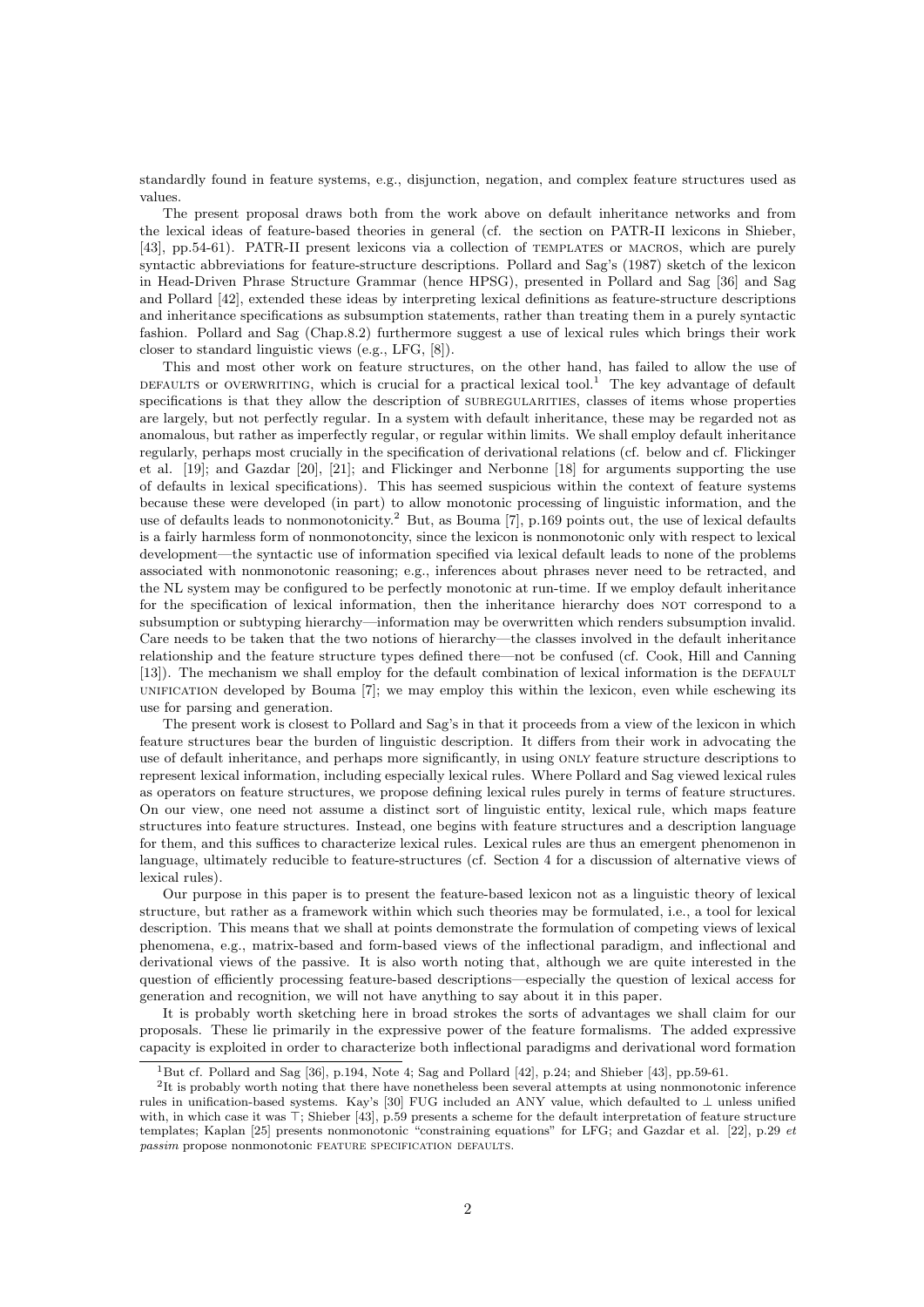standardly found in feature systems, e.g., disjunction, negation, and complex feature structures used as values.

The present proposal draws both from the work above on default inheritance networks and from the lexical ideas of feature-based theories in general (cf. the section on PATR-II lexicons in Shieber, [43], pp.54-61). PATR-II present lexicons via a collection of TEMPLATES or MACROS, which are purely syntactic abbreviations for feature-structure descriptions. Pollard and Sag's (1987) sketch of the lexicon in Head-Driven Phrase Structure Grammar (hence HPSG), presented in Pollard and Sag [36] and Sag and Pollard [42], extended these ideas by interpreting lexical definitions as feature-structure descriptions and inheritance specifications as subsumption statements, rather than treating them in a purely syntactic fashion. Pollard and Sag (Chap.8.2) furthermore suggest a use of lexical rules which brings their work closer to standard linguistic views (e.g., LFG, [8]).

This and most other work on feature structures, on the other hand, has failed to allow the use of DEFAULTS or OVERWRITING, which is crucial for a practical lexical tool.[1] The key advantage of default specifications is that they allow the description of SUBREGULARITIES, classes of items whose properties are largely, but not perfectly regular. In a system with default inheritance, these may be regarded not as anomalous, but rather as imperfectly regular, or regular within limits. We shall employ default inheritance regularly, perhaps most crucially in the specification of derivational relations (cf. below and cf. Flickinger et al. [19]; and Gazdar [20], [21]; and Flickinger and Nerbonne [18] for arguments supporting the use of defaults in lexical specifications). This has seemed suspicious within the context of feature systems because these were developed (in part) to allow monotonic processing of linguistic information, and the use of defaults leads to nonmonotonicity.[2] But, as Bouma [7], p.169 points out, the use of lexical defaults is a fairly harmless form of nonmonotoncity, since the lexicon is nonmonotonic only with respect to lexical development—the syntactic use of information specified via lexical default leads to none of the problems associated with nonmonotonic reasoning; e.g., inferences about phrases never need to be retracted, and the NL system may be configured to be perfectly monotonic at run-time. If we employ default inheritance for the specification of lexical information, then the inheritance hierarchy does NOT correspond to a subsumption or subtyping hierarchy—information may be overwritten which renders subsumption invalid. Care needs to be taken that the two notions of hierarchy—the classes involved in the default inheritance relationship and the feature structure types defined there—not be confused (cf. Cook, Hill and Canning [13]). The mechanism we shall employ for the default combination of lexical information is the DEFAULT UNIFICATION developed by Bouma [7]; we may employ this within the lexicon, even while eschewing its use for parsing and generation.

The present work is closest to Pollard and Sag's in that it proceeds from a view of the lexicon in which feature structures bear the burden of linguistic description. It differs from their work in advocating the use of default inheritance, and perhaps more significantly, in using ONLY feature structure descriptions to represent lexical information, including especially lexical rules. Where Pollard and Sag viewed lexical rules as operators on feature structures, we propose defining lexical rules purely in terms of feature structures. On our view, one need not assume a distinct sort of linguistic entity, lexical rule, which maps feature structures into feature structures. Instead, one begins with feature structures and a description language for them, and this suffices to characterize lexical rules. Lexical rules are thus an emergent phenomenon in language, ultimately reducible to feature-structures (cf. Section 4 for a discussion of alternative views of lexical rules).

Our purpose in this paper is to present the feature-based lexicon not as a linguistic theory of lexical structure, but rather as a framework within which such theories may be formulated, i.e., a tool for lexical description. This means that we shall at points demonstrate the formulation of competing views of lexical phenomena, e.g., matrix-based and form-based views of the inflectional paradigm, and inflectional and derivational views of the passive. It is also worth noting that, although we are quite interested in the question of efficiently processing feature-based descriptions—especially the question of lexical access for generation and recognition, we will not have anything to say about it in this paper.

It is probably worth sketching here in broad strokes the sorts of advantages we shall claim for our proposals. These lie primarily in the expressive power of the feature formalisms. The added expressive capacity is exploited in order to characterize both inflectional paradigms and derivational word formation

---

[1] But cf. Pollard and Sag [36], p.194, Note 4; Sag and Pollard [42], p.24; and Shieber [43], pp.59-61.

[2] It is probably worth noting that there have nonetheless been several attempts at using nonmonotonic inference rules in unification-based systems. Kay's [30] FUG included an ANY value, which defaulted to $\perp$ unless unified with, in which case it was $\top$; Shieber [43], p.59 presents a scheme for the default interpretation of feature structure templates; Kaplan [25] presents nonmonotonic "constraining equations" for LFG; and Gazdar et al. [22], p.29 *et passim* propose nonmonotonic FEATURE SPECIFICATION DEFAULTS.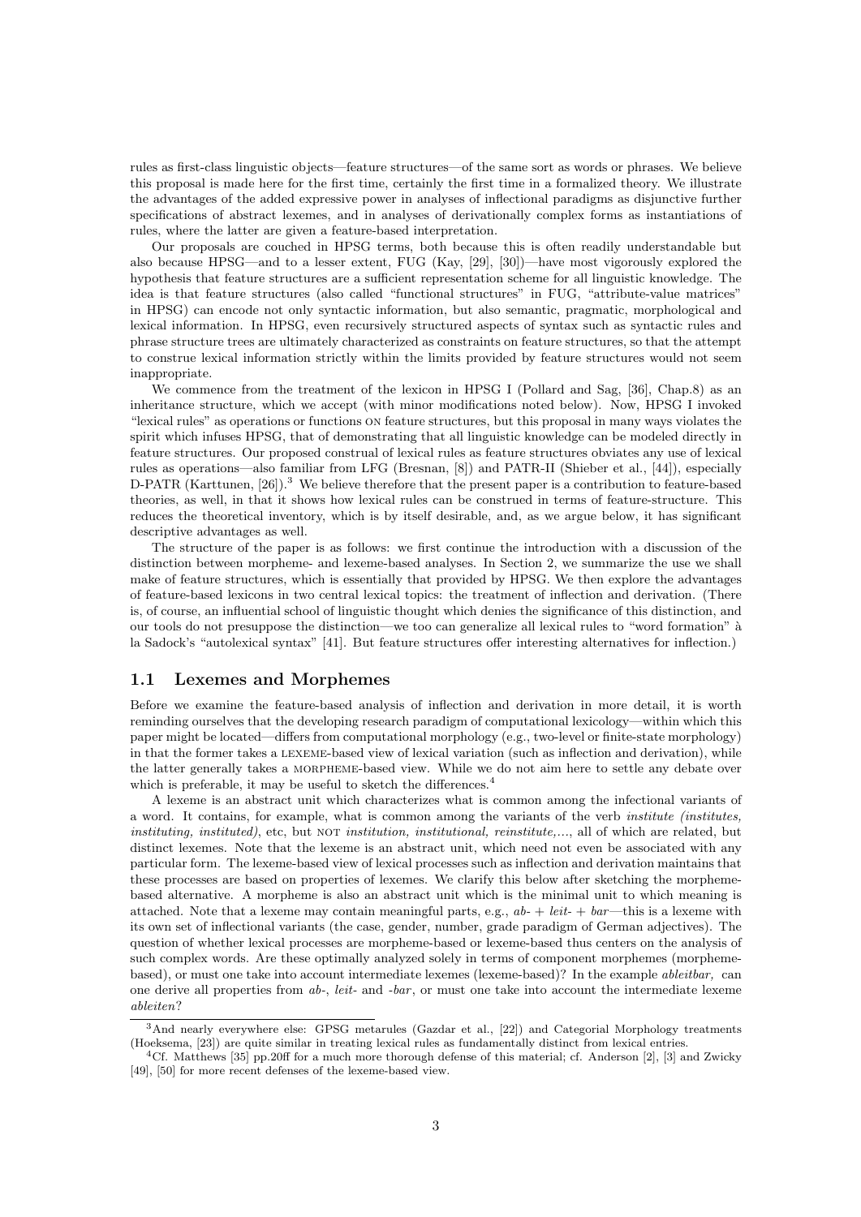rules as first-class linguistic objects—feature structures—of the same sort as words or phrases. We believe this proposal is made here for the first time, certainly the first time in a formalized theory. We illustrate the advantages of the added expressive power in analyses of inflectional paradigms as disjunctive further specifications of abstract lexemes, and in analyses of derivationally complex forms as instantiations of rules, where the latter are given a feature-based interpretation.

Our proposals are couched in HPSG terms, both because this is often readily understandable but also because HPSG—and to a lesser extent, FUG (Kay, [29], [30])—have most vigorously explored the hypothesis that feature structures are a sufficient representation scheme for all linguistic knowledge. The idea is that feature structures (also called "functional structures" in FUG, "attribute-value matrices" in HPSG) can encode not only syntactic information, but also semantic, pragmatic, morphological and lexical information. In HPSG, even recursively structured aspects of syntax such as syntactic rules and phrase structure trees are ultimately characterized as constraints on feature structures, so that the attempt to construe lexical information strictly within the limits provided by feature structures would not seem inappropriate.

We commence from the treatment of the lexicon in HPSG I (Pollard and Sag, [36], Chap.8) as an inheritance structure, which we accept (with minor modifications noted below). Now, HPSG I invoked "lexical rules" as operations or functions ON feature structures, but this proposal in many ways violates the spirit which infuses HPSG, that of demonstrating that all linguistic knowledge can be modeled directly in feature structures. Our proposed construal of lexical rules as feature structures obviates any use of lexical rules as operations—also familiar from LFG (Bresnan, [8]) and PATR-II (Shieber et al., [44]), especially D-PATR (Karttunen, [26]).[3] We believe therefore that the present paper is a contribution to feature-based theories, as well, in that it shows how lexical rules can be construed in terms of feature-structure. This reduces the theoretical inventory, which is by itself desirable, and, as we argue below, it has significant descriptive advantages as well.

The structure of the paper is as follows: we first continue the introduction with a discussion of the distinction between morpheme- and lexeme-based analyses. In Section 2, we summarize the use we shall make of feature structures, which is essentially that provided by HPSG. We then explore the advantages of feature-based lexicons in two central lexical topics: the treatment of inflection and derivation. (There is, of course, an influential school of linguistic thought which denies the significance of this distinction, and our tools do not presuppose the distinction—we too can generalize all lexical rules to "word formation" à la Sadock's "autolexical syntax" [41]. But feature structures offer interesting alternatives for inflection.)

## 1.1 Lexemes and Morphemes

Before we examine the feature-based analysis of inflection and derivation in more detail, it is worth reminding ourselves that the developing research paradigm of computational lexicology—within which this paper might be located—differs from computational morphology (e.g., two-level or finite-state morphology) in that the former takes a LEXEME-based view of lexical variation (such as inflection and derivation), while the latter generally takes a MORPHEME-based view. While we do not aim here to settle any debate over which is preferable, it may be useful to sketch the differences.[4]

A lexeme is an abstract unit which characterizes what is common among the infectional variants of a word. It contains, for example, what is common among the variants of the verb *institute (institutes, instituting, instituted)*, etc, but NOT *institution, institutional, reinstitute,...*, all of which are related, but distinct lexemes. Note that the lexeme is an abstract unit, which need not even be associated with any particular form. The lexeme-based view of lexical processes such as inflection and derivation maintains that these processes are based on properties of lexemes. We clarify this below after sketching the morpheme-based alternative. A morpheme is also an abstract unit which is the minimal unit to which meaning is attached. Note that a lexeme may contain meaningful parts, e.g., *ab-* + *leit-* + *bar*—this is a lexeme with its own set of inflectional variants (the case, gender, number, grade paradigm of German adjectives). The question of whether lexical processes are morpheme-based or lexeme-based thus centers on the analysis of such complex words. Are these optimally analyzed solely in terms of component morphemes (morpheme-based), or must one take into account intermediate lexemes (lexeme-based)? In the example *ableitbar,* can one derive all properties from *ab-*, *leit-* and *-bar*, or must one take into account the intermediate lexeme *ableiten*?

[3] And nearly everywhere else: GPSG metarules (Gazdar et al., [22]) and Categorial Morphology treatments (Hoeksema, [23]) are quite similar in treating lexical rules as fundamentally distinct from lexical entries.

[4] Cf. Matthews [35] pp.20ff for a much more thorough defense of this material; cf. Anderson [2], [3] and Zwicky [49], [50] for more recent defenses of the lexeme-based view.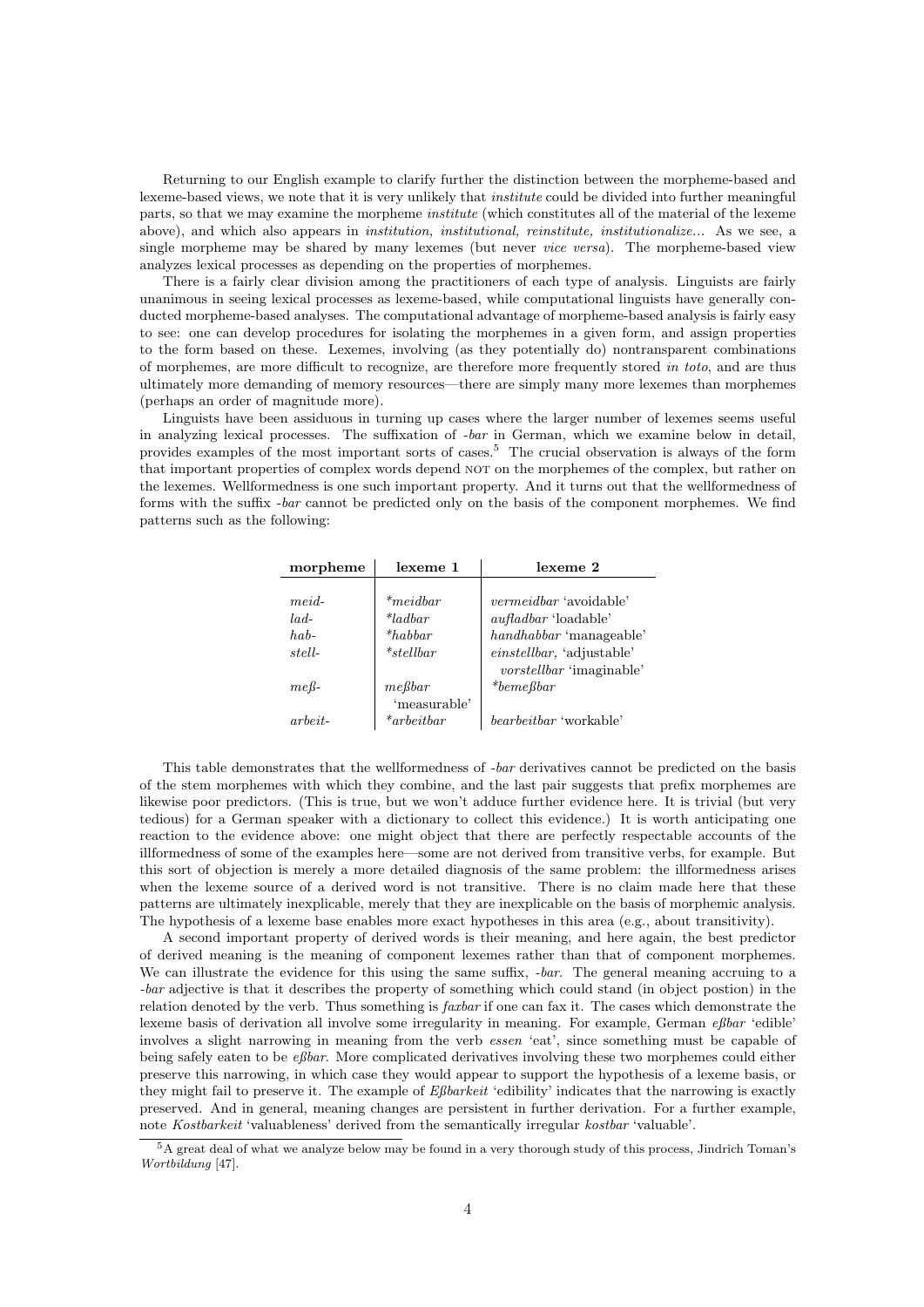Returning to our English example to clarify further the distinction between the morpheme-based and lexeme-based views, we note that it is very unlikely that *institute* could be divided into further meaningful parts, so that we may examine the morpheme *institute* (which constitutes all of the material of the lexeme above), and which also appears in *institution, institutional, reinstitute, institutionalize...* As we see, a single morpheme may be shared by many lexemes (but never *vice versa*). The morpheme-based view analyzes lexical processes as depending on the properties of morphemes.

There is a fairly clear division among the practitioners of each type of analysis. Linguists are fairly unanimous in seeing lexical processes as lexeme-based, while computational linguists have generally conducted morpheme-based analyses. The computational advantage of morpheme-based analysis is fairly easy to see: one can develop procedures for isolating the morphemes in a given form, and assign properties to the form based on these. Lexemes, involving (as they potentially do) nontransparent combinations of morphemes, are more difficult to recognize, are therefore more frequently stored *in toto*, and are thus ultimately more demanding of memory resources—there are simply many more lexemes than morphemes (perhaps an order of magnitude more).

Linguists have been assiduous in turning up cases where the larger number of lexemes seems useful in analyzing lexical processes. The suffixation of *-bar* in German, which we examine below in detail, provides examples of the most important sorts of cases.[5] The crucial observation is always of the form that important properties of complex words depend NOT on the morphemes of the complex, but rather on the lexemes. Wellformedness is one such important property. And it turns out that the wellformedness of forms with the suffix *-bar* cannot be predicted only on the basis of the component morphemes. We find patterns such as the following:

| **morpheme** | **lexeme 1** | **lexeme 2** |
|---|---|---|
| *meid-* | **meidbar* | *vermeidbar* 'avoidable' |
| *lad-* | **ladbar* | *aufladbar* 'loadable' |
| *hab-* | **habbar* | *handhabbar* 'manageable' |
| *stell-* | **stellbar* | *einstellbar*, 'adjustable' *vorstellbar* 'imaginable' |
| *meß-* | *meßbar* 'measurable' | **bemeßbar* |
| *arbeit-* | **arbeitbar* | *bearbeitbar* 'workable' |

This table demonstrates that the wellformedness of *-bar* derivatives cannot be predicted on the basis of the stem morphemes with which they combine, and the last pair suggests that prefix morphemes are likewise poor predictors. (This is true, but we won't adduce further evidence here. It is trivial (but very tedious) for a German speaker with a dictionary to collect this evidence.) It is worth anticipating one reaction to the evidence above: one might object that there are perfectly respectable accounts of the illformedness of some of the examples here—some are not derived from transitive verbs, for example. But this sort of objection is merely a more detailed diagnosis of the same problem: the illformedness arises when the lexeme source of a derived word is not transitive. There is no claim made here that these patterns are ultimately inexplicable, merely that they are inexplicable on the basis of morphemic analysis. The hypothesis of a lexeme base enables more exact hypotheses in this area (e.g., about transitivity).

A second important property of derived words is their meaning, and here again, the best predictor of derived meaning is the meaning of component lexemes rather than that of component morphemes. We can illustrate the evidence for this using the same suffix, *-bar*. The general meaning accruing to a *-bar* adjective is that it describes the property of something which could stand (in object postion) in the relation denoted by the verb. Thus something is *faxbar* if one can fax it. The cases which demonstrate the lexeme basis of derivation all involve some irregularity in meaning. For example, German *eßbar* 'edible' involves a slight narrowing in meaning from the verb *essen* 'eat', since something must be capable of being safely eaten to be *eßbar*. More complicated derivatives involving these two morphemes could either preserve this narrowing, in which case they would appear to support the hypothesis of a lexeme basis, or they might fail to preserve it. The example of *Eßbarkeit* 'edibility' indicates that the narrowing is exactly preserved. And in general, meaning changes are persistent in further derivation. For a further example, note *Kostbarkeit* 'valuableness' derived from the semantically irregular *kostbar* 'valuable'.

[5] A great deal of what we analyze below may be found in a very thorough study of this process, Jindrich Toman's *Wortbildung* [47].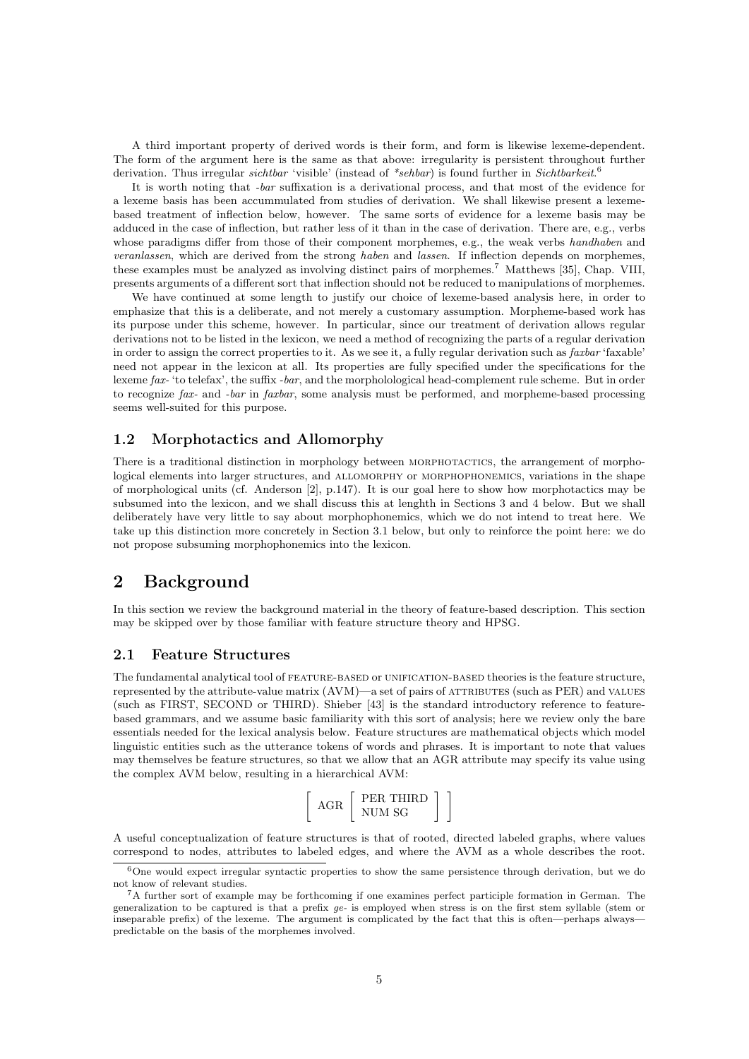A third important property of derived words is their form, and form is likewise lexeme-dependent. The form of the argument here is the same as that above: irregularity is persistent throughout further derivation. Thus irregular *sichtbar* 'visible' (instead of *\*sehbar*) is found further in *Sichtbarkeit*.[6]

It is worth noting that *-bar* suffixation is a derivational process, and that most of the evidence for a lexeme basis has been accummulated from studies of derivation. We shall likewise present a lexeme-based treatment of inflection below, however. The same sorts of evidence for a lexeme basis may be adduced in the case of inflection, but rather less of it than in the case of derivation. There are, e.g., verbs whose paradigms differ from those of their component morphemes, e.g., the weak verbs *handhaben* and *veranlassen*, which are derived from the strong *haben* and *lassen*. If inflection depends on morphemes, these examples must be analyzed as involving distinct pairs of morphemes.[7] Matthews [35], Chap. VIII, presents arguments of a different sort that inflection should not be reduced to manipulations of morphemes.

We have continued at some length to justify our choice of lexeme-based analysis here, in order to emphasize that this is a deliberate, and not merely a customary assumption. Morpheme-based work has its purpose under this scheme, however. In particular, since our treatment of derivation allows regular derivations not to be listed in the lexicon, we need a method of recognizing the parts of a regular derivation in order to assign the correct properties to it. As we see it, a fully regular derivation such as *faxbar* 'faxable' need not appear in the lexicon at all. Its properties are fully specified under the specifications for the lexeme *fax-* 'to telefax', the suffix *-bar*, and the morphololological head-complement rule scheme. But in order to recognize *fax-* and *-bar* in *faxbar*, some analysis must be performed, and morpheme-based processing seems well-suited for this purpose.

## 1.2 Morphotactics and Allomorphy

There is a traditional distinction in morphology between MORPHOTACTICS, the arrangement of morphological elements into larger structures, and ALLOMORPHY or MORPHOPHONEMICS, variations in the shape of morphological units (cf. Anderson [2], p.147). It is our goal here to show how morphotactics may be subsumed into the lexicon, and we shall discuss this at lenghth in Sections 3 and 4 below. But we shall deliberately have very little to say about morphophonemics, which we do not intend to treat here. We take up this distinction more concretely in Section 3.1 below, but only to reinforce the point here: we do not propose subsuming morphophonemics into the lexicon.

# 2 Background

In this section we review the background material in the theory of feature-based description. This section may be skipped over by those familiar with feature structure theory and HPSG.

## 2.1 Feature Structures

The fundamental analytical tool of FEATURE-BASED or UNIFICATION-BASED theories is the feature structure, represented by the attribute-value matrix (AVM)—a set of pairs of ATTRIBUTES (such as PER) and VALUES (such as FIRST, SECOND or THIRD). Shieber [43] is the standard introductory reference to feature-based grammars, and we assume basic familiarity with this sort of analysis; here we review only the bare essentials needed for the lexical analysis below. Feature structures are mathematical objects which model linguistic entities such as the utterance tokens of words and phrases. It is important to note that values may themselves be feature structures, so that we allow that an AGR attribute may specify its value using the complex AVM below, resulting in a hierarchical AVM:

$$\left[ \text{AGR} \left[ \begin{array}{l} \text{PER THIRD} \\ \text{NUM SG} \end{array} \right] \right]$$

A useful conceptualization of feature structures is that of rooted, directed labeled graphs, where values correspond to nodes, attributes to labeled edges, and where the AVM as a whole describes the root.

[6] One would expect irregular syntactic properties to show the same persistence through derivation, but we do not know of relevant studies.

[7] A further sort of example may be forthcoming if one examines perfect participle formation in German. The generalization to be captured is that a prefix *ge-* is employed when stress is on the first stem syllable (stem or inseparable prefix) of the lexeme. The argument is complicated by the fact that this is often—perhaps always—predictable on the basis of the morphemes involved.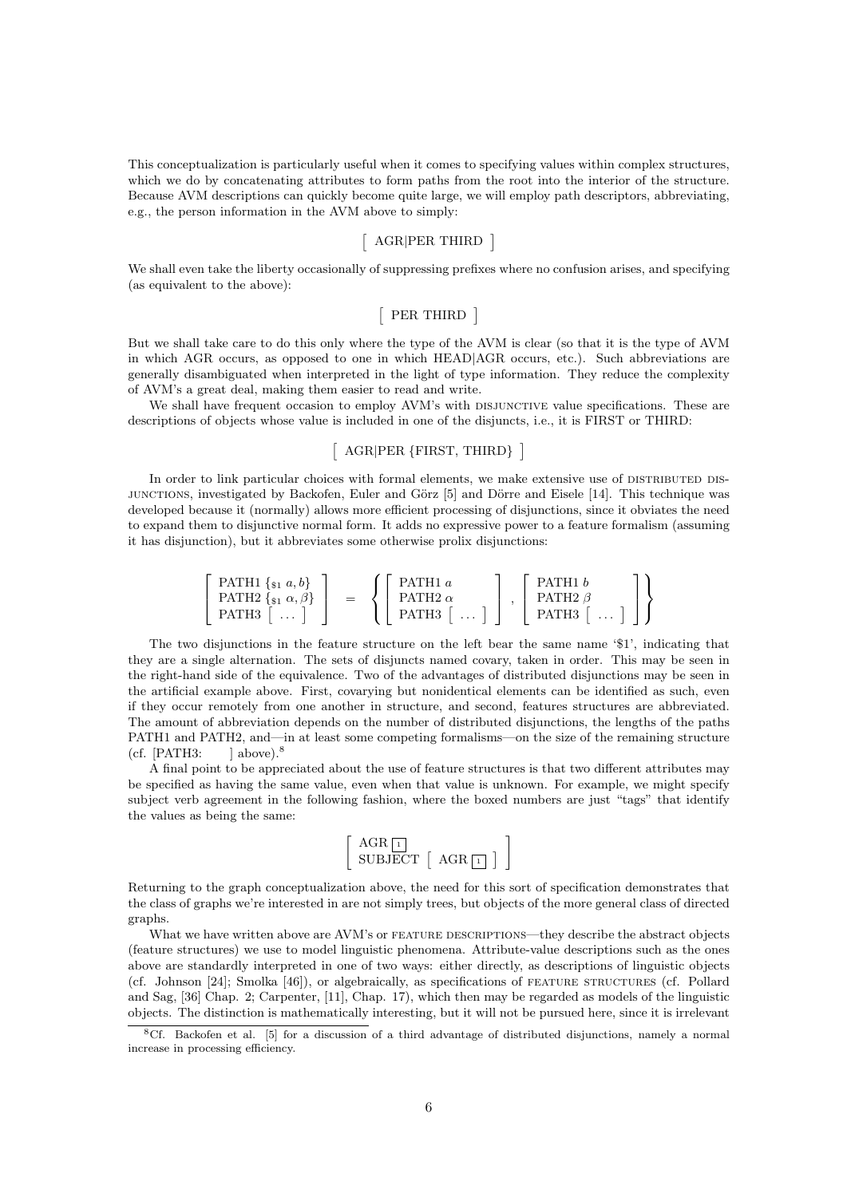This conceptualization is particularly useful when it comes to specifying values within complex structures, which we do by concatenating attributes to form paths from the root into the interior of the structure. Because AVM descriptions can quickly become quite large, we will employ path descriptors, abbreviating, e.g., the person information in the AVM above to simply:

$$\left[ \text{ AGR|PER THIRD } \right]$$

We shall even take the liberty occasionally of suppressing prefixes where no confusion arises, and specifying (as equivalent to the above):

$$\left[ \text{ PER THIRD } \right]$$

But we shall take care to do this only where the type of the AVM is clear (so that it is the type of AVM in which AGR occurs, as opposed to one in which HEAD|AGR occurs, etc.). Such abbreviations are generally disambiguated when interpreted in the light of type information. They reduce the complexity of AVM's a great deal, making them easier to read and write.

We shall have frequent occasion to employ AVM's with DISJUNCTIVE value specifications. These are descriptions of objects whose value is included in one of the disjuncts, i.e., it is FIRST or THIRD:

$$\left[ \text{ AGR|PER \{FIRST, THIRD\} } \right]$$

In order to link particular choices with formal elements, we make extensive use of DISTRIBUTED DISJUNCTIONS, investigated by Backofen, Euler and Görz [5] and Dörre and Eisele [14]. This technique was developed because it (normally) allows more efficient processing of disjunctions, since it obviates the need to expand them to disjunctive normal form. It adds no expressive power to a feature formalism (assuming it has disjunction), but it abbreviates some otherwise prolix disjunctions:

$$\begin{bmatrix} \text{PATH1 } \{_{\$1}\ a, b\} \\ \text{PATH2 } \{_{\$1}\ \alpha, \beta\} \\ \text{PATH3 } [\ \dots\ ] \end{bmatrix} = \left\{ \begin{bmatrix} \text{PATH1 } a \\ \text{PATH2 } \alpha \\ \text{PATH3 } [\ \dots\ ] \end{bmatrix}, \begin{bmatrix} \text{PATH1 } b \\ \text{PATH2 } \beta \\ \text{PATH3 } [\ \dots\ ] \end{bmatrix} \right\}$$

The two disjunctions in the feature structure on the left bear the same name '\$1', indicating that they are a single alternation. The sets of disjuncts named covary, taken in order. This may be seen in the right-hand side of the equivalence. Two of the advantages of distributed disjunctions may be seen in the artificial example above. First, covarying but nonidentical elements can be identified as such, even if they occur remotely from one another in structure, and second, features structures are abbreviated. The amount of abbreviation depends on the number of distributed disjunctions, the lengths of the paths PATH1 and PATH2, and—in at least some competing formalisms—on the size of the remaining structure (cf. [PATH3: ] above).[8]

A final point to be appreciated about the use of feature structures is that two different attributes may be specified as having the same value, even when that value is unknown. For example, we might specify subject verb agreement in the following fashion, where the boxed numbers are just "tags" that identify the values as being the same:

$$\begin{bmatrix} \text{AGR } \boxed{1} \\ \text{SUBJECT } \left[ \text{ AGR } \boxed{1} \right] \end{bmatrix}$$

Returning to the graph conceptualization above, the need for this sort of specification demonstrates that the class of graphs we're interested in are not simply trees, but objects of the more general class of directed graphs.

What we have written above are AVM's or FEATURE DESCRIPTIONS—they describe the abstract objects (feature structures) we use to model linguistic phenomena. Attribute-value descriptions such as the ones above are standardly interpreted in one of two ways: either directly, as descriptions of linguistic objects (cf. Johnson [24]; Smolka [46]), or algebraically, as specifications of FEATURE STRUCTURES (cf. Pollard and Sag, [36] Chap. 2; Carpenter, [11], Chap. 17), which then may be regarded as models of the linguistic objects. The distinction is mathematically interesting, but it will not be pursued here, since it is irrelevant

[8] Cf. Backofen et al. [5] for a discussion of a third advantage of distributed disjunctions, namely a normal increase in processing efficiency.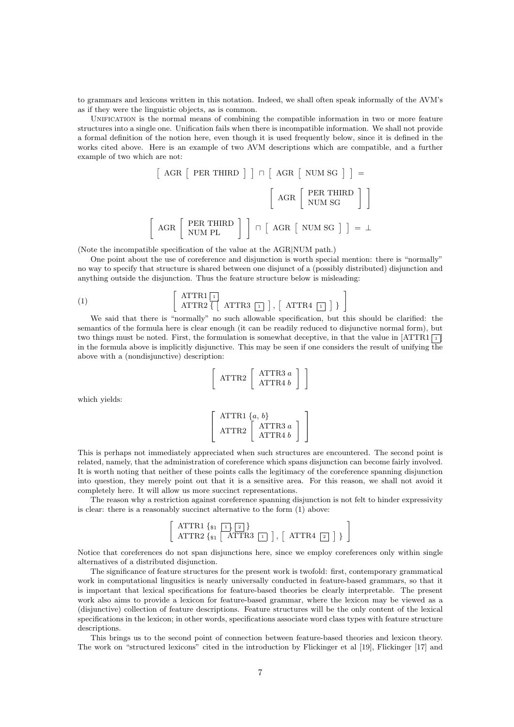to grammars and lexicons written in this notation. Indeed, we shall often speak informally of the AVM's as if they were the linguistic objects, as is common.

UNIFICATION is the normal means of combining the compatible information in two or more feature structures into a single one. Unification fails when there is incompatible information. We shall not provide a formal definition of the notion here, even though it is used frequently below, since it is defined in the works cited above. Here is an example of two AVM descriptions which are compatible, and a further example of two which are not:

$$\left[\ \text{AGR} \left[\ \text{PER THIRD}\ \right]\ \right] \sqcap \left[\ \text{AGR} \left[\ \text{NUM SG}\ \right]\ \right] = \left[\ \text{AGR} \left[\begin{array}{l}\text{PER THIRD}\\ \text{NUM SG}\end{array}\right]\ \right]$$

$$\left[\ \text{AGR} \left[\begin{array}{l}\text{PER THIRD}\\ \text{NUM PL}\end{array}\right]\ \right] \sqcap \left[\ \text{AGR} \left[\ \text{NUM SG}\ \right]\ \right] = \bot$$

(Note the incompatible specification of the value at the AGR|NUM path.)

One point about the use of coreference and disjunction is worth special mention: there is "normally" no way to specify that structure is shared between one disjunct of a (possibly distributed) disjunction and anything outside the disjunction. Thus the feature structure below is misleading:

$$(1)\qquad \left[\begin{array}{l}\text{ATTR1}\ \boxed{1}\\ \text{ATTR2}\ \{\ \left[\ \text{ATTR3}\ \boxed{1}\ \right],\ \left[\ \text{ATTR4}\ \boxed{1}\ \right]\ \}\end{array}\right]$$

We said that there is "normally" no such allowable specification, but this should be clarified: the semantics of the formula here is clear enough (it can be readily reduced to disjunctive normal form), but two things must be noted. First, the formulation is somewhat deceptive, in that the value in [ATTR1 $\boxed{1}$] in the formula above is implicitly disjunctive. This may be seen if one considers the result of unifying the above with a (nondisjunctive) description:

$$\left[\ \text{ATTR2} \left[\begin{array}{l}\text{ATTR3}\ a\\ \text{ATTR4}\ b\end{array}\right]\ \right]$$

which yields:

$$\left[\begin{array}{l}\text{ATTR1}\ \{a,\ b\}\\ \text{ATTR2} \left[\begin{array}{l}\text{ATTR3}\ a\\ \text{ATTR4}\ b\end{array}\right]\end{array}\right]$$

This is perhaps not immediately appreciated when such structures are encountered. The second point is related, namely, that the administration of coreference which spans disjunction can become fairly involved. It is worth noting that neither of these points calls the legitimacy of the coreference spanning disjunction into question, they merely point out that it is a sensitive area. For this reason, we shall not avoid it completely here. It will allow us more succinct representations.

The reason why a restriction against coreference spanning disjunction is not felt to hinder expressivity is clear: there is a reasonably succinct alternative to the form (1) above:

$$\left[\begin{array}{l}\text{ATTR1}\ \{_{\$1}\ \boxed{1},\ \boxed{2}\ \}\\ \text{ATTR2}\ \{_{\$1}\ \left[\ \text{ATTR3}\ \boxed{1}\ \right],\ \left[\ \text{ATTR4}\ \boxed{2}\ \right]\ \}\end{array}\right]$$

Notice that coreferences do not span disjunctions here, since we employ coreferences only within single alternatives of a distributed disjunction.

The significance of feature structures for the present work is twofold: first, contemporary grammatical work in computational linguistics is nearly universally conducted in feature-based grammars, so that it is important that lexical specifications for feature-based theories be clearly interpretable. The present work also aims to provide a lexicon for feature-based grammar, where the lexicon may be viewed as a (disjunctive) collection of feature descriptions. Feature structures will be the only content of the lexical specifications in the lexicon; in other words, specifications associate word class types with feature structure descriptions.

This brings us to the second point of connection between feature-based theories and lexicon theory. The work on "structured lexicons" cited in the introduction by Flickinger et al [19], Flickinger [17] and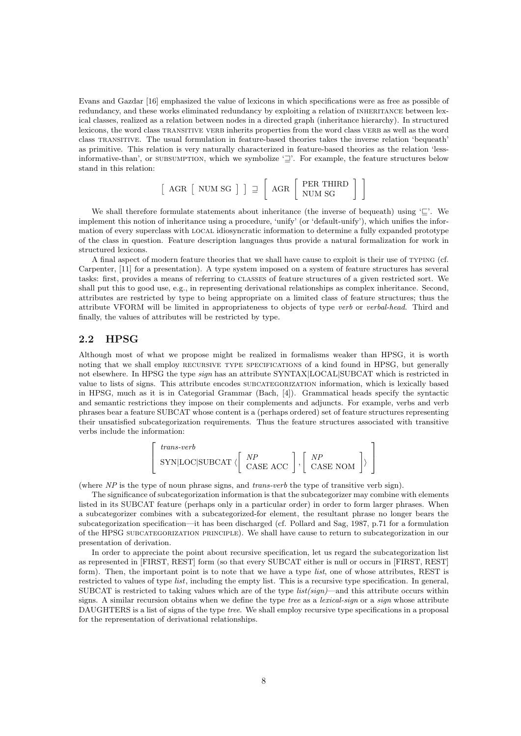Evans and Gazdar [16] emphasized the value of lexicons in which specifications were as free as possible of redundancy, and these works eliminated redundancy by exploiting a relation of INHERITANCE between lexical classes, realized as a relation between nodes in a directed graph (inheritance hierarchy). In structured lexicons, the word class TRANSITIVE VERB inherits properties from the word class VERB as well as the word class TRANSITIVE. The usual formulation in feature-based theories takes the inverse relation 'bequeath' as primitive. This relation is very naturally characterized in feature-based theories as the relation 'less-informative-than', or SUBSUMPTION, which we symbolize '$\sqsupseteq$'. For example, the feature structures below stand in this relation:

$$\left[\ \text{AGR}\ \left[\ \text{NUM SG}\ \right]\ \right] \sqsupseteq \left[\ \text{AGR}\ \left[\begin{array}{l}\text{PER THIRD}\\ \text{NUM SG}\end{array}\right]\ \right]$$

We shall therefore formulate statements about inheritance (the inverse of bequeath) using '$\sqsubseteq$'. We implement this notion of inheritance using a procedure, 'unify' (or 'default-unify'), which unifies the information of every superclass with LOCAL idiosyncratic information to determine a fully expanded prototype of the class in question. Feature description languages thus provide a natural formalization for work in structured lexicons.

A final aspect of modern feature theories that we shall have cause to exploit is their use of TYPING (cf. Carpenter, [11] for a presentation). A type system imposed on a system of feature structures has several tasks: first, provides a means of referring to CLASSES of feature structures of a given restricted sort. We shall put this to good use, e.g., in representing derivational relationships as complex inheritance. Second, attributes are restricted by type to being appropriate on a limited class of feature structures; thus the attribute VFORM will be limited in appropriateness to objects of type *verb* or *verbal-head*. Third and finally, the values of attributes will be restricted by type.

## 2.2 HPSG

Although most of what we propose might be realized in formalisms weaker than HPSG, it is worth noting that we shall employ RECURSIVE TYPE SPECIFICATIONS of a kind found in HPSG, but generally not elsewhere. In HPSG the type *sign* has an attribute SYNTAX|LOCAL|SUBCAT which is restricted in value to lists of signs. This attribute encodes SUBCATEGORIZATION information, which is lexically based in HPSG, much as it is in Categorial Grammar (Bach, [4]). Grammatical heads specify the syntactic and semantic restrictions they impose on their complements and adjuncts. For example, verbs and verb phrases bear a feature SUBCAT whose content is a (perhaps ordered) set of feature structures representing their unsatisfied subcategorization requirements. Thus the feature structures associated with transitive verbs include the information:

$$\left[\begin{array}{l} \textit{trans-verb} \\ \text{SYN|LOC|SUBCAT}\ \left\langle \left[\begin{array}{l}\textit{NP}\\ \text{CASE ACC}\end{array}\right], \left[\begin{array}{l}\textit{NP}\\ \text{CASE NOM}\end{array}\right] \right\rangle \end{array}\right]$$

(where *NP* is the type of noun phrase signs, and *trans-verb* the type of transitive verb sign).

The significance of subcategorization information is that the subcategorizer may combine with elements listed in its SUBCAT feature (perhaps only in a particular order) in order to form larger phrases. When a subcategorizer combines with a subcategorized-for element, the resultant phrase no longer bears the subcategorization specification—it has been discharged (cf. Pollard and Sag, 1987, p.71 for a formulation of the HPSG SUBCATEGORIZATION PRINCIPLE). We shall have cause to return to subcategorization in our presentation of derivation.

In order to appreciate the point about recursive specification, let us regard the subcategorization list as represented in [FIRST, REST] form (so that every SUBCAT either is null or occurs in [FIRST, REST] form). Then, the important point is to note that we have a type *list*, one of whose attributes, REST is restricted to values of type *list*, including the empty list. This is a recursive type specification. In general, SUBCAT is restricted to taking values which are of the type *list(sign)*—and this attribute occurs within signs. A similar recursion obtains when we define the type *tree* as a *lexical-sign* or a *sign* whose attribute DAUGHTERS is a list of signs of the type *tree*. We shall employ recursive type specifications in a proposal for the representation of derivational relationships.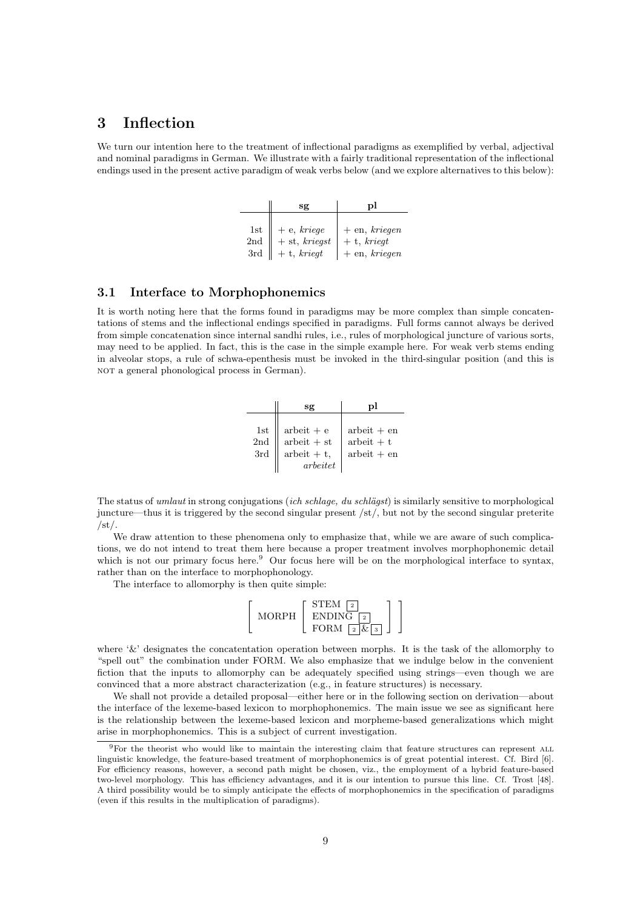# 3 Inflection

We turn our intention here to the treatment of inflectional paradigms as exemplified by verbal, adjectival and nominal paradigms in German. We illustrate with a fairly traditional representation of the inflectional endings used in the present active paradigm of weak verbs below (and we explore alternatives to this below):

| | **sg** | **pl** |
|---|---|---|
| 1st | + e, *kriege* | + en, *kriegen* |
| 2nd | + st, *kriegst* | + t, *kriegt* |
| 3rd | + t, *kriegt* | + en, *kriegen* |

## 3.1 Interface to Morphophonemics

It is worth noting here that the forms found in paradigms may be more complex than simple concatentations of stems and the inflectional endings specified in paradigms. Full forms cannot always be derived from simple concatenation since internal sandhi rules, i.e., rules of morphological juncture of various sorts, may need to be applied. In fact, this is the case in the simple example here. For weak verb stems ending in alveolar stops, a rule of schwa-epenthesis must be invoked in the third-singular position (and this is NOT a general phonological process in German).

| | **sg** | **pl** |
|---|---|---|
| 1st | arbeit + e | arbeit + en |
| 2nd | arbeit + st | arbeit + t |
| 3rd | arbeit + t, *arbeitet* | arbeit + en |

The status of *umlaut* in strong conjugations (*ich schlage, du schlägst*) is similarly sensitive to morphological juncture—thus it is triggered by the second singular present /st/, but not by the second singular preterite /st/.

We draw attention to these phenomena only to emphasize that, while we are aware of such complications, we do not intend to treat them here because a proper treatment involves morphophonemic detail which is not our primary focus here.[9] Our focus here will be on the morphological interface to syntax, rather than on the interface to morphophonology.

The interface to allomorphy is then quite simple:

$$\left[\ \text{MORPH} \left[\begin{array}{ll} \text{STEM} & \boxed{2} \\ \text{ENDING} & \boxed{2} \\ \text{FORM} & \boxed{2}\,\&\,\boxed{3} \end{array}\right]\ \right]$$

where '&' designates the concatentation operation between morphs. It is the task of the allomorphy to "spell out" the combination under FORM. We also emphasize that we indulge below in the convenient fiction that the inputs to allomorphy can be adequately specified using strings—even though we are convinced that a more abstract characterization (e.g., in feature structures) is necessary.

We shall not provide a detailed proposal—either here or in the following section on derivation—about the interface of the lexeme-based lexicon to morphophonemics. The main issue we see as significant here is the relationship between the lexeme-based lexicon and morpheme-based generalizations which might arise in morphophonemics. This is a subject of current investigation.

---

[9] For the theorist who would like to maintain the interesting claim that feature structures can represent ALL linguistic knowledge, the feature-based treatment of morphophonemics is of great potential interest. Cf. Bird [6]. For efficiency reasons, however, a second path might be chosen, viz., the employment of a hybrid feature-based two-level morphology. This has efficiency advantages, and it is our intention to pursue this line. Cf. Trost [48]. A third possibility would be to simply anticipate the effects of morphophonemics in the specification of paradigms (even if this results in the multiplication of paradigms).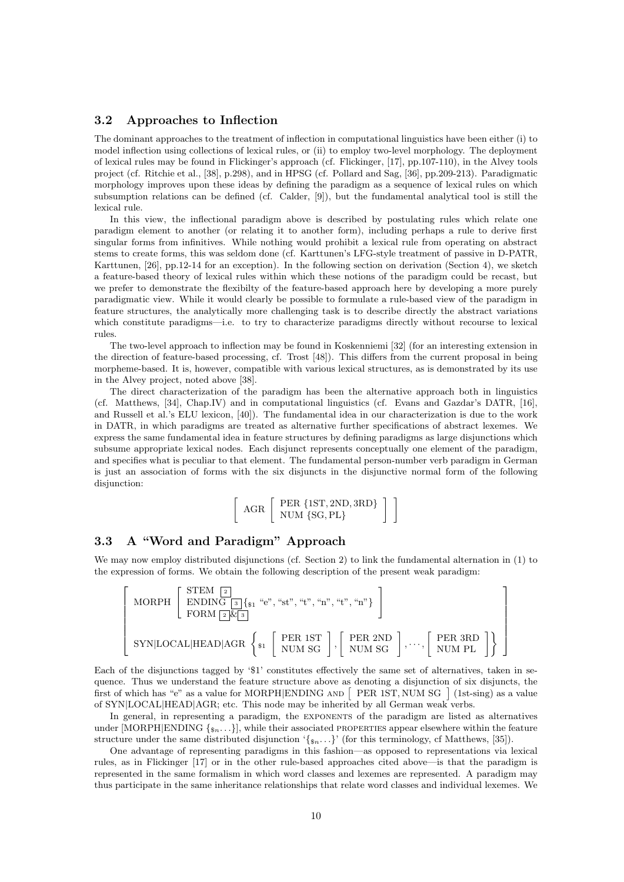### 3.2 Approaches to Inflection

The dominant approaches to the treatment of inflection in computational linguistics have been either (i) to model inflection using collections of lexical rules, or (ii) to employ two-level morphology. The deployment of lexical rules may be found in Flickinger's approach (cf. Flickinger, [17], pp.107-110), in the Alvey tools project (cf. Ritchie et al., [38], p.298), and in HPSG (cf. Pollard and Sag, [36], pp.209-213). Paradigmatic morphology improves upon these ideas by defining the paradigm as a sequence of lexical rules on which subsumption relations can be defined (cf. Calder, [9]), but the fundamental analytical tool is still the lexical rule.

In this view, the inflectional paradigm above is described by postulating rules which relate one paradigm element to another (or relating it to another form), including perhaps a rule to derive first singular forms from infinitives. While nothing would prohibit a lexical rule from operating on abstract stems to create forms, this was seldom done (cf. Karttunen's LFG-style treatment of passive in D-PATR, Karttunen, [26], pp.12-14 for an exception). In the following section on derivation (Section 4), we sketch a feature-based theory of lexical rules within which these notions of the paradigm could be recast, but we prefer to demonstrate the flexibilty of the feature-based approach here by developing a more purely paradigmatic view. While it would clearly be possible to formulate a rule-based view of the paradigm in feature structures, the analytically more challenging task is to describe directly the abstract variations which constitute paradigms—i.e. to try to characterize paradigms directly without recourse to lexical rules.

The two-level approach to inflection may be found in Koskenniemi [32] (for an interesting extension in the direction of feature-based processing, cf. Trost [48]). This differs from the current proposal in being morpheme-based. It is, however, compatible with various lexical structures, as is demonstrated by its use in the Alvey project, noted above [38].

The direct characterization of the paradigm has been the alternative approach both in linguistics (cf. Matthews, [34], Chap.IV) and in computational linguistics (cf. Evans and Gazdar's DATR, [16], and Russell et al.'s ELU lexicon, [40]). The fundamental idea in our characterization is due to the work in DATR, in which paradigms are treated as alternative further specifications of abstract lexemes. We express the same fundamental idea in feature structures by defining paradigms as large disjunctions which subsume appropriate lexical nodes. Each disjunct represents conceptually one element of the paradigm, and specifies what is peculiar to that element. The fundamental person-number verb paradigm in German is just an association of forms with the six disjuncts in the disjunctive normal form of the following disjunction:

$$\left[ \text{AGR} \left[ \begin{array}{l} \text{PER } \{\text{1ST}, \text{2ND}, \text{3RD}\} \\ \text{NUM } \{\text{SG}, \text{PL}\} \end{array} \right] \right]$$

### 3.3 A "Word and Paradigm" Approach

We may now employ distributed disjunctions (cf. Section 2) to link the fundamental alternation in (1) to the expression of forms. We obtain the following description of the present weak paradigm:

$$\left[ \begin{array}{l} \text{MORPH} \left[ \begin{array}{l} \text{STEM } \boxed{2} \\ \text{ENDING } \boxed{3} \{_{\$1} \text{ "e", "st", "t", "n", "t", "n"} \} \\ \text{FORM } \boxed{2} \& \boxed{3} \end{array} \right] \\ \\ \text{SYN|LOCAL|HEAD|AGR} \left\{_{\$1} \left[ \begin{array}{l} \text{PER 1ST} \\ \text{NUM SG} \end{array} \right], \left[ \begin{array}{l} \text{PER 2ND} \\ \text{NUM SG} \end{array} \right], \ldots, \left[ \begin{array}{l} \text{PER 3RD} \\ \text{NUM PL} \end{array} \right] \right\} \end{array} \right]$$

Each of the disjunctions tagged by '\$1' constitutes effectively the same set of alternatives, taken in sequence. Thus we understand the feature structure above as denoting a disjunction of six disjuncts, the first of which has "e" as a value for MORPH|ENDING AND [ PER 1ST, NUM SG ] (1st-sing) as a value of SYN|LOCAL|HEAD|AGR; etc. This node may be inherited by all German weak verbs.

In general, in representing a paradigm, the EXPONENTS of the paradigm are listed as alternatives under [MORPH|ENDING $\{_{\$n} \ldots\}$], while their associated PROPERTIES appear elsewhere within the feature structure under the same distributed disjunction '$\{_{\$n} \ldots\}$' (for this terminology, cf Matthews, [35]).

One advantage of representing paradigms in this fashion—as opposed to representations via lexical rules, as in Flickinger [17] or in the other rule-based approaches cited above—is that the paradigm is represented in the same formalism in which word classes and lexemes are represented. A paradigm may thus participate in the same inheritance relationships that relate word classes and individual lexemes. We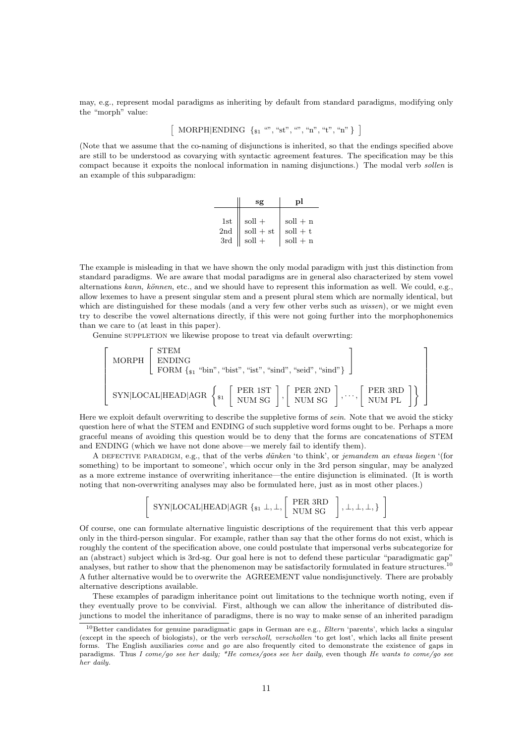may, e.g., represent modal paradigms as inheriting by default from standard paradigms, modifying only the "morph" value:

$$\left[\ \text{MORPH|ENDING}\ \{_{\$1}\ \text{“”}, \text{“st”}, \text{“”}, \text{“n”}, \text{“t”}, \text{“n”}\ \}\ \right]$$

(Note that we assume that the co-naming of disjunctions is inherited, so that the endings specified above are still to be understood as covarying with syntactic agreement features. The specification may be this compact because it expoits the nonlocal information in naming disjunctions.) The modal verb *sollen* is an example of this subparadigm:

| | **sg** | **pl** |
|---|---|---|
| 1st | soll + | soll + n |
| 2nd | soll + st | soll + t |
| 3rd | soll + | soll + n |

The example is misleading in that we have shown the only modal paradigm with just this distinction from standard paradigms. We are aware that modal paradigms are in general also characterized by stem vowel alternations *kann, können*, etc., and we should have to represent this information as well. We could, e.g., allow lexemes to have a present singular stem and a present plural stem which are normally identical, but which are distinguished for these modals (and a very few other verbs such as *wissen*), or we might even try to describe the vowel alternations directly, if this were not going further into the morphophonemics than we care to (at least in this paper).

Genuine SUPPLETION we likewise propose to treat via default overwrting:

$$\left[\begin{array}{l} \text{MORPH}\left[\begin{array}{l}\text{STEM}\\ \text{ENDING}\\ \text{FORM}\ \{_{\$1}\ \text{“bin”}, \text{“bist”}, \text{“ist”}, \text{“sind”}, \text{“seid”}, \text{“sind”}\}\end{array}\right]\\ \\ \text{SYN|LOCAL|HEAD|AGR}\ \left\{_{\$1}\ \left[\begin{array}{l}\text{PER 1ST}\\ \text{NUM SG}\end{array}\right], \left[\begin{array}{l}\text{PER 2ND}\\ \text{NUM SG}\end{array}\right], \ldots, \left[\begin{array}{l}\text{PER 3RD}\\ \text{NUM PL}\end{array}\right]\right\}\end{array}\right]$$

Here we exploit default overwriting to describe the suppletive forms of *sein*. Note that we avoid the sticky question here of what the STEM and ENDING of such suppletive word forms ought to be. Perhaps a more graceful means of avoiding this question would be to deny that the forms are concatenations of STEM and ENDING (which we have not done above—we merely fail to identify them).

A DEFECTIVE PARADIGM, e.g., that of the verbs *dünken* 'to think', or *jemandem an etwas liegen* '(for something) to be important to someone', which occur only in the 3rd person singular, may be analyzed as a more extreme instance of overwriting inheritance—the entire disjunction is eliminated. (It is worth noting that non-overwriting analyses may also be formulated here, just as in most other places.)

$$\left[\ \text{SYN|LOCAL|HEAD|AGR}\ \{_{\$1}\ \bot, \bot, \left[\begin{array}{l}\text{PER 3RD}\\ \text{NUM SG}\end{array}\right], \bot, \bot, \bot, \}\ \right]$$

Of course, one can formulate alternative linguistic descriptions of the requirement that this verb appear only in the third-person singular. For example, rather than say that the other forms do not exist, which is roughly the content of the specification above, one could postulate that impersonal verbs subcategorize for an (abstract) subject which is 3rd-sg. Our goal here is not to defend these particular "paradigmatic gap" analyses, but rather to show that the phenomenon may be satisfactorily formulated in feature structures.[10] A futher alternative would be to overwrite the AGREEMENT value nondisjunctively. There are probably alternative descriptions available.

These examples of paradigm inheritance point out limitations to the technique worth noting, even if they eventually prove to be convivial. First, although we can allow the inheritance of distributed disjunctions to model the inheritance of paradigms, there is no way to make sense of an inherited paradigm

[10] Better candidates for genuine paradigmatic gaps in German are e.g., *Eltern* 'parents', which lacks a singular (except in the speech of biologists), or the verb *verscholl, verschollen* 'to get lost', which lacks all finite present forms. The English auxiliaries *come* and *go* are also frequently cited to demonstrate the existence of gaps in paradigms. Thus *I come/go see her daily; \*He comes/goes see her daily*, even though *He wants to come/go see her daily.*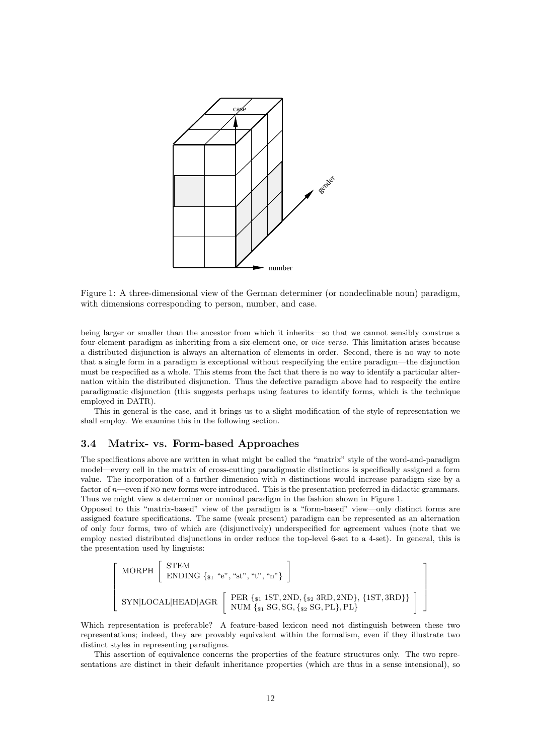Figure 1: A three-dimensional view of the German determiner (or nondeclinable noun) paradigm, with dimensions corresponding to person, number, and case.

being larger or smaller than the ancestor from which it inherits—so that we cannot sensibly construe a four-element paradigm as inheriting from a six-element one, or *vice versa*. This limitation arises because a distributed disjunction is always an alternation of elements in order. Second, there is no way to note that a single form in a paradigm is exceptional without respecifying the entire paradigm—the disjunction must be respecified as a whole. This stems from the fact that there is no way to identify a particular alternation within the distributed disjunction. Thus the defective paradigm above had to respecify the entire paradigmatic disjunction (this suggests perhaps using features to identify forms, which is the technique employed in DATR).

This in general is the case, and it brings us to a slight modification of the style of representation we shall employ. We examine this in the following section.

### 3.4 Matrix- vs. Form-based Approaches

The specifications above are written in what might be called the "matrix" style of the word-and-paradigm model—every cell in the matrix of cross-cutting paradigmatic distinctions is specifically assigned a form value. The incorporation of a further dimension with $n$ distinctions would increase paradigm size by a factor of $n$—even if NO new forms were introduced. This is the presentation preferred in didactic grammars. Thus we might view a determiner or nominal paradigm in the fashion shown in Figure 1.

Opposed to this "matrix-based" view of the paradigm is a "form-based" view—only distinct forms are assigned feature specifications. The same (weak present) paradigm can be represented as an alternation of only four forms, two of which are (disjunctively) underspecified for agreement values (note that we employ nested distributed disjunctions in order reduce the top-level 6-set to a 4-set). In general, this is the presentation used by linguists:

$$\left[\begin{array}{ll} \text{MORPH} & \left[\begin{array}{l} \text{STEM} \\ \text{ENDING } \{_{\$1} \text{ “e”, “st”, “t”, “n”}\} \end{array}\right] \\ \text{SYN|LOCAL|HEAD|AGR} & \left[\begin{array}{l} \text{PER } \{_{\$1}\ \text{1ST}, \text{2ND}, \{_{\$2}\ \text{3RD}, \text{2ND}\}, \{\text{1ST}, \text{3RD}\}\} \\ \text{NUM } \{_{\$1}\ \text{SG}, \text{SG}, \{_{\$2}\ \text{SG}, \text{PL}\}, \text{PL}\} \end{array}\right] \end{array}\right]$$

Which representation is preferable? A feature-based lexicon need not distinguish between these two representations; indeed, they are provably equivalent within the formalism, even if they illustrate two distinct styles in representing paradigms.

This assertion of equivalence concerns the properties of the feature structures only. The two representations are distinct in their default inheritance properties (which are thus in a sense intensional), so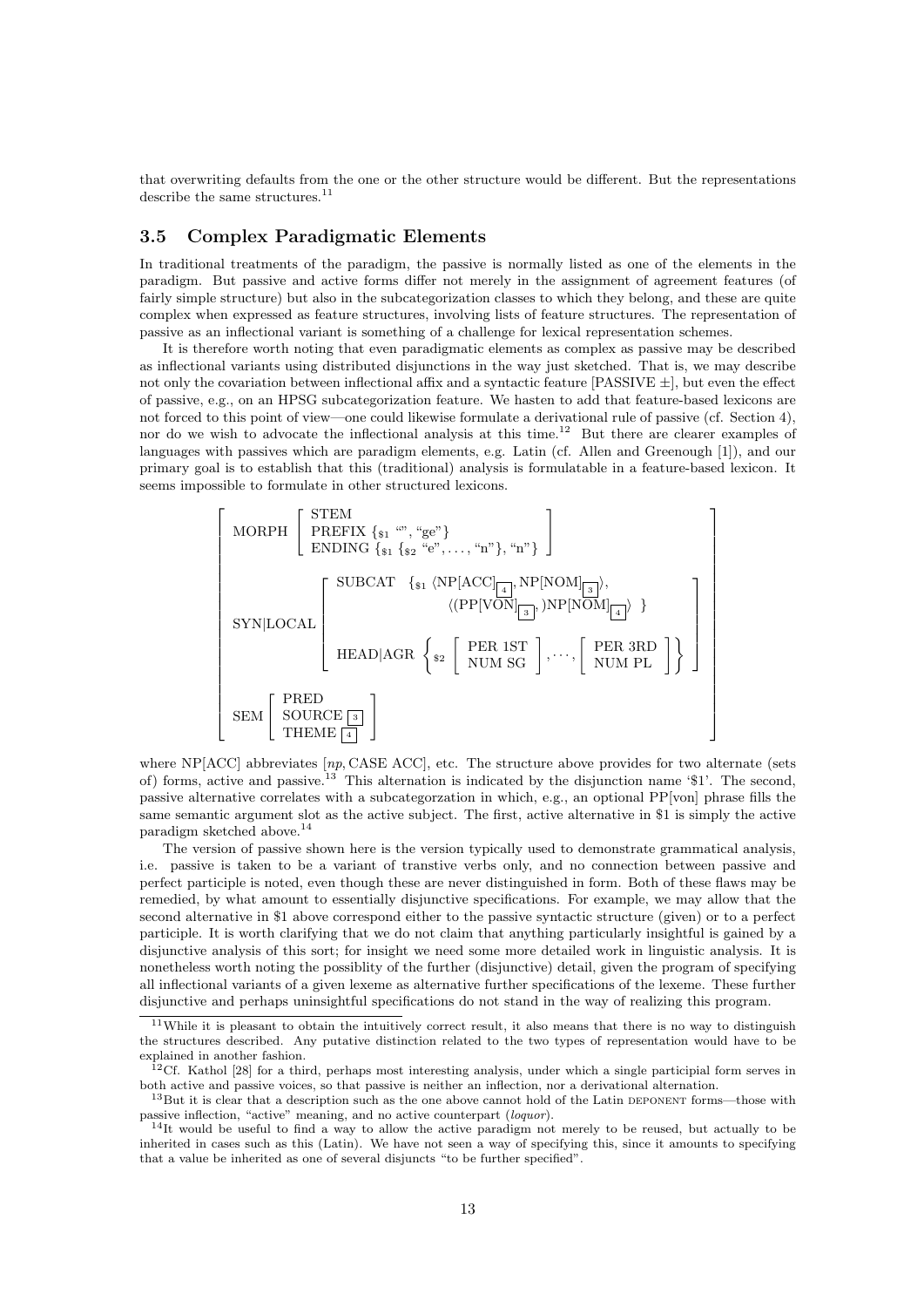that overwriting defaults from the one or the other structure would be different. But the representations describe the same structures.[11]

### 3.5 Complex Paradigmatic Elements

In traditional treatments of the paradigm, the passive is normally listed as one of the elements in the paradigm. But passive and active forms differ not merely in the assignment of agreement features (of fairly simple structure) but also in the subcategorization classes to which they belong, and these are quite complex when expressed as feature structures, involving lists of feature structures. The representation of passive as an inflectional variant is something of a challenge for lexical representation schemes.

It is therefore worth noting that even paradigmatic elements as complex as passive may be described as inflectional variants using distributed disjunctions in the way just sketched. That is, we may describe not only the covariation between inflectional affix and a syntactic feature [PASSIVE ±], but even the effect of passive, e.g., on an HPSG subcategorization feature. We hasten to add that feature-based lexicons are not forced to this point of view—one could likewise formulate a derivational rule of passive (cf. Section 4), nor do we wish to advocate the inflectional analysis at this time.[12] But there are clearer examples of languages with passives which are paradigm elements, e.g. Latin (cf. Allen and Greenough [1]), and our primary goal is to establish that this (traditional) analysis is formulatable in a feature-based lexicon. It seems impossible to formulate in other structured lexicons.

$$
\left[\begin{array}{ll}
\text{MORPH} & \left[\begin{array}{l}
\text{STEM} \\
\text{PREFIX } \{_{\$1} \text{ ``'', ``ge''}\} \\
\text{ENDING } \{_{\$1} \{_{\$2} \text{ ``e''}, \ldots, \text{``n''}\}, \text{``n''}\}
\end{array}\right] \\
\text{SYN|LOCAL} & \left[\begin{array}{ll}
\text{SUBCAT} & \{_{\$1} \langle \text{NP[ACC]}_{\boxed{4}}, \text{NP[NOM]}_{\boxed{3}} \rangle, \\
 & \quad \langle (\text{PP[VON]}_{\boxed{3}},) \text{NP[NOM]}_{\boxed{4}} \rangle \ \} \\
\text{HEAD|AGR} & \left\{_{\$2} \left[\begin{array}{l} \text{PER 1ST} \\ \text{NUM SG} \end{array}\right], \ldots, \left[\begin{array}{l} \text{PER 3RD} \\ \text{NUM PL} \end{array}\right] \right\}
\end{array}\right] \\
\text{SEM} & \left[\begin{array}{l}
\text{PRED} \\
\text{SOURCE } \boxed{3} \\
\text{THEME } \boxed{4}
\end{array}\right]
\end{array}\right]
$$

where NP[ACC] abbreviates [*np*, CASE ACC], etc. The structure above provides for two alternate (sets of) forms, active and passive.[13] This alternation is indicated by the disjunction name '\$1'. The second, passive alternative correlates with a subcategorzation in which, e.g., an optional PP[von] phrase fills the same semantic argument slot as the active subject. The first, active alternative in \$1 is simply the active paradigm sketched above.[14]

The version of passive shown here is the version typically used to demonstrate grammatical analysis, i.e. passive is taken to be a variant of transtive verbs only, and no connection between passive and perfect participle is noted, even though these are never distinguished in form. Both of these flaws may be remedied, by what amount to essentially disjunctive specifications. For example, we may allow that the second alternative in \$1 above correspond either to the passive syntactic structure (given) or to a perfect participle. It is worth clarifying that we do not claim that anything particularly insightful is gained by a disjunctive analysis of this sort; for insight we need some more detailed work in linguistic analysis. It is nonetheless worth noting the possiblity of the further (disjunctive) detail, given the program of specifying all inflectional variants of a given lexeme as alternative further specifications of the lexeme. These further disjunctive and perhaps uninsightful specifications do not stand in the way of realizing this program.

---

[11] While it is pleasant to obtain the intuitively correct result, it also means that there is no way to distinguish the structures described. Any putative distinction related to the two types of representation would have to be explained in another fashion.

[12] Cf. Kathol [28] for a third, perhaps most interesting analysis, under which a single participial form serves in both active and passive voices, so that passive is neither an inflection, nor a derivational alternation.

[13] But it is clear that a description such as the one above cannot hold of the Latin DEPONENT forms—those with passive inflection, "active" meaning, and no active counterpart (*loquor*).

[14] It would be useful to find a way to allow the active paradigm not merely to be reused, but actually to be inherited in cases such as this (Latin). We have not seen a way of specifying this, since it amounts to specifying that a value be inherited as one of several disjuncts "to be further specified".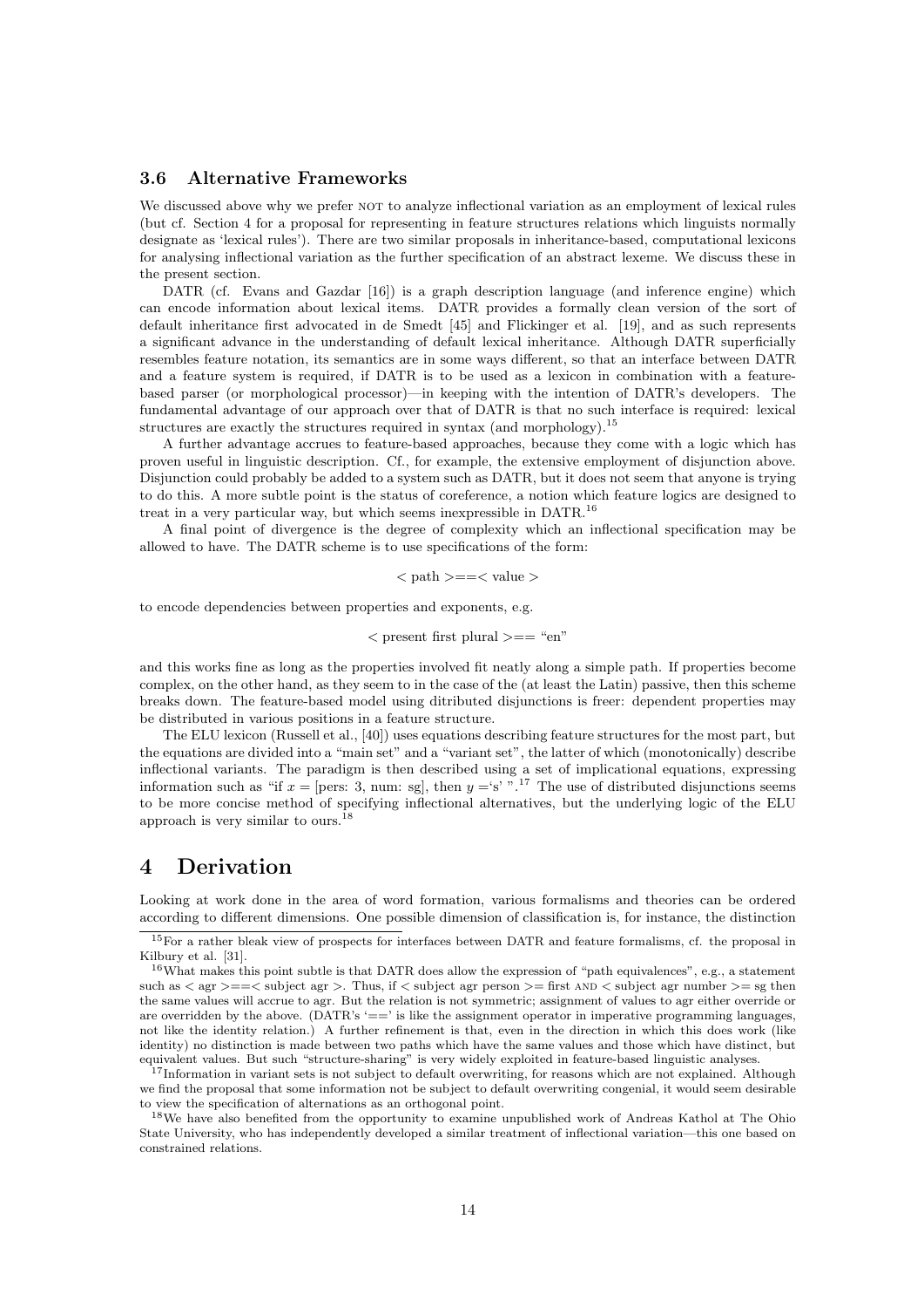### 3.6 Alternative Frameworks

We discussed above why we prefer NOT to analyze inflectional variation as an employment of lexical rules (but cf. Section 4 for a proposal for representing in feature structures relations which linguists normally designate as 'lexical rules'). There are two similar proposals in inheritance-based, computational lexicons for analysing inflectional variation as the further specification of an abstract lexeme. We discuss these in the present section.

DATR (cf. Evans and Gazdar [16]) is a graph description language (and inference engine) which can encode information about lexical items. DATR provides a formally clean version of the sort of default inheritance first advocated in de Smedt [45] and Flickinger et al. [19], and as such represents a significant advance in the understanding of default lexical inheritance. Although DATR superficially resembles feature notation, its semantics are in some ways different, so that an interface between DATR and a feature system is required, if DATR is to be used as a lexicon in combination with a feature-based parser (or morphological processor)—in keeping with the intention of DATR's developers. The fundamental advantage of our approach over that of DATR is that no such interface is required: lexical structures are exactly the structures required in syntax (and morphology).[15]

A further advantage accrues to feature-based approaches, because they come with a logic which has proven useful in linguistic description. Cf., for example, the extensive employment of disjunction above. Disjunction could probably be added to a system such as DATR, but it does not seem that anyone is trying to do this. A more subtle point is the status of coreference, a notion which feature logics are designed to treat in a very particular way, but which seems inexpressible in DATR.[16]

A final point of divergence is the degree of complexity which an inflectional specification may be allowed to have. The DATR scheme is to use specifications of the form:

$$< \text{path} >==< \text{value} >$$

to encode dependencies between properties and exponents, e.g.

$$< \text{present first plural} >== \text{“en”}$$

and this works fine as long as the properties involved fit neatly along a simple path. If properties become complex, on the other hand, as they seem to in the case of the (at least the Latin) passive, then this scheme breaks down. The feature-based model using ditributed disjunctions is freer: dependent properties may be distributed in various positions in a feature structure.

The ELU lexicon (Russell et al., [40]) uses equations describing feature structures for the most part, but the equations are divided into a "main set" and a "variant set", the latter of which (monotonically) describe inflectional variants. The paradigm is then described using a set of implicational equations, expressing information such as "if $x =$ [pers: 3, num: sg], then $y =$'s' ".[17] The use of distributed disjunctions seems to be more concise method of specifying inflectional alternatives, but the underlying logic of the ELU approach is very similar to ours.[18]

# 4 Derivation

Looking at work done in the area of word formation, various formalisms and theories can be ordered according to different dimensions. One possible dimension of classification is, for instance, the distinction

---

[15] For a rather bleak view of prospects for interfaces between DATR and feature formalisms, cf. the proposal in Kilbury et al. [31].

[16] What makes this point subtle is that DATR does allow the expression of "path equivalences", e.g., a statement such as < agr >==< subject agr >. Thus, if < subject agr person >= first AND < subject agr number >= sg then the same values will accrue to agr. But the relation is not symmetric; assignment of values to agr either override or are overridden by the above. (DATR's '==' is like the assignment operator in imperative programming languages, not like the identity relation.) A further refinement is that, even in the direction in which this does work (like identity) no distinction is made between two paths which have the same values and those which have distinct, but equivalent values. But such "structure-sharing" is very widely exploited in feature-based linguistic analyses.

[17] Information in variant sets is not subject to default overwriting, for reasons which are not explained. Although we find the proposal that some information not be subject to default overwriting congenial, it would seem desirable to view the specification of alternations as an orthogonal point.

[18] We have also benefited from the opportunity to examine unpublished work of Andreas Kathol at The Ohio State University, who has independently developed a similar treatment of inflectional variation—this one based on constrained relations.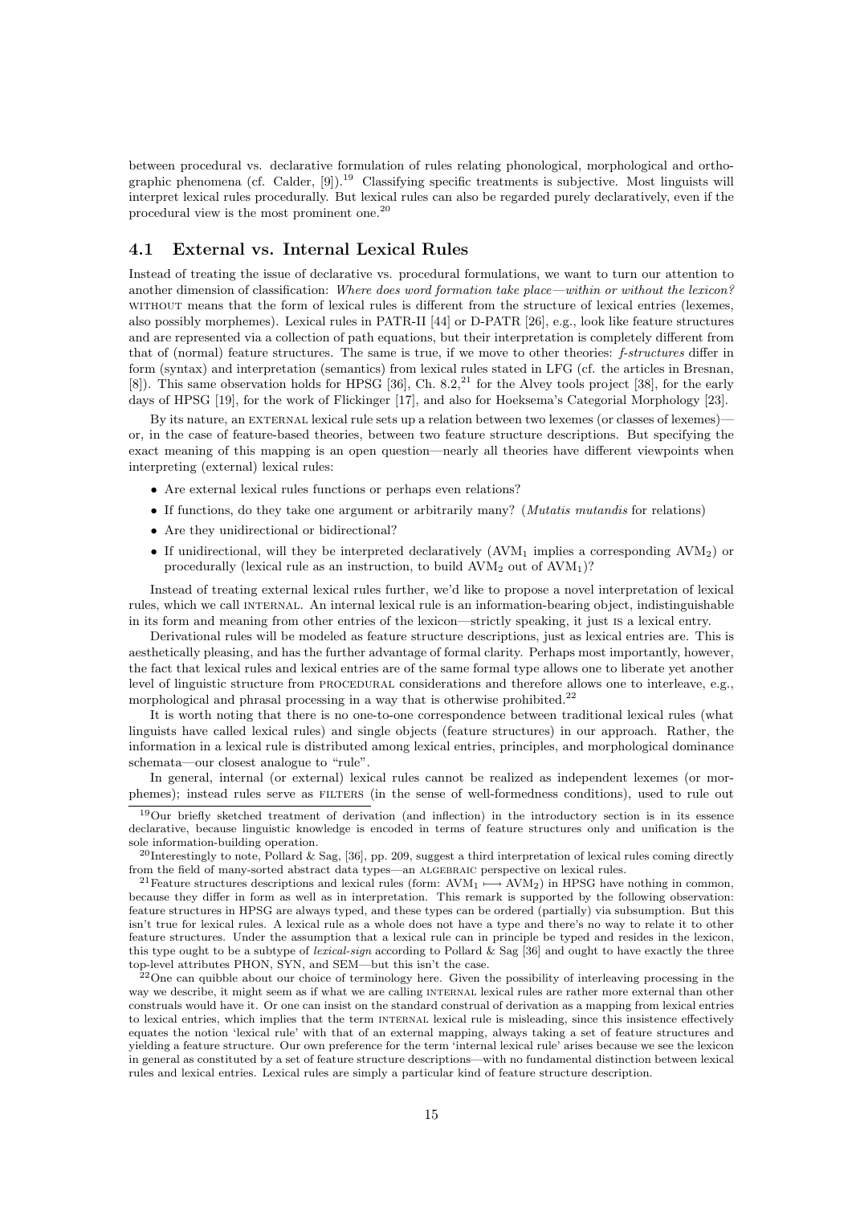between procedural vs. declarative formulation of rules relating phonological, morphological and orthographic phenomena (cf. Calder, [9]).[19] Classifying specific treatments is subjective. Most linguists will interpret lexical rules procedurally. But lexical rules can also be regarded purely declaratively, even if the procedural view is the most prominent one.[20]

## 4.1 External vs. Internal Lexical Rules

Instead of treating the issue of declarative vs. procedural formulations, we want to turn our attention to another dimension of classification: *Where does word formation take place—within or without the lexicon?* WITHOUT means that the form of lexical rules is different from the structure of lexical entries (lexemes, also possibly morphemes). Lexical rules in PATR-II [44] or D-PATR [26], e.g., look like feature structures and are represented via a collection of path equations, but their interpretation is completely different from that of (normal) feature structures. The same is true, if we move to other theories: *f-structures* differ in form (syntax) and interpretation (semantics) from lexical rules stated in LFG (cf. the articles in Bresnan, [8]). This same observation holds for HPSG [36], Ch. 8.2,[21] for the Alvey tools project [38], for the early days of HPSG [19], for the work of Flickinger [17], and also for Hoeksema's Categorial Morphology [23].

By its nature, an EXTERNAL lexical rule sets up a relation between two lexemes (or classes of lexemes)—or, in the case of feature-based theories, between two feature structure descriptions. But specifying the exact meaning of this mapping is an open question—nearly all theories have different viewpoints when interpreting (external) lexical rules:

- Are external lexical rules functions or perhaps even relations?
- If functions, do they take one argument or arbitrarily many? (*Mutatis mutandis* for relations)
- Are they unidirectional or bidirectional?
- If unidirectional, will they be interpreted declaratively ($\text{AVM}_1$ implies a corresponding $\text{AVM}_2$) or procedurally (lexical rule as an instruction, to build $\text{AVM}_2$ out of $\text{AVM}_1$)?

Instead of treating external lexical rules further, we'd like to propose a novel interpretation of lexical rules, which we call INTERNAL. An internal lexical rule is an information-bearing object, indistinguishable in its form and meaning from other entries of the lexicon—strictly speaking, it just IS a lexical entry.

Derivational rules will be modeled as feature structure descriptions, just as lexical entries are. This is aesthetically pleasing, and has the further advantage of formal clarity. Perhaps most importantly, however, the fact that lexical rules and lexical entries are of the same formal type allows one to liberate yet another level of linguistic structure from PROCEDURAL considerations and therefore allows one to interleave, e.g., morphological and phrasal processing in a way that is otherwise prohibited.[22]

It is worth noting that there is no one-to-one correspondence between traditional lexical rules (what linguists have called lexical rules) and single objects (feature structures) in our approach. Rather, the information in a lexical rule is distributed among lexical entries, principles, and morphological dominance schemata—our closest analogue to "rule".

In general, internal (or external) lexical rules cannot be realized as independent lexemes (or morphemes); instead rules serve as FILTERS (in the sense of well-formedness conditions), used to rule out

---

[19] Our briefly sketched treatment of derivation (and inflection) in the introductory section is in its essence declarative, because linguistic knowledge is encoded in terms of feature structures only and unification is the sole information-building operation.

[20] Interestingly to note, Pollard & Sag, [36], pp. 209, suggest a third interpretation of lexical rules coming directly from the field of many-sorted abstract data types—an ALGEBRAIC perspective on lexical rules.

[21] Feature structures descriptions and lexical rules (form: $\text{AVM}_1 \longmapsto \text{AVM}_2$) in HPSG have nothing in common, because they differ in form as well as in interpretation. This remark is supported by the following observation: feature structures in HPSG are always typed, and these types can be ordered (partially) via subsumption. But this isn't true for lexical rules. A lexical rule as a whole does not have a type and there's no way to relate it to other feature structures. Under the assumption that a lexical rule can in principle be typed and resides in the lexicon, this type ought to be a subtype of *lexical-sign* according to Pollard & Sag [36] and ought to have exactly the three top-level attributes PHON, SYN, and SEM—but this isn't the case.

[22] One can quibble about our choice of terminology here. Given the possibility of interleaving processing in the way we describe, it might seem as if what we are calling INTERNAL lexical rules are rather more external than other construals would have it. Or one can insist on the standard construal of derivation as a mapping from lexical entries to lexical entries, which implies that the term INTERNAL lexical rule is misleading, since this insistence effectively equates the notion 'lexical rule' with that of an external mapping, always taking a set of feature structures and yielding a feature structure. Our own preference for the term 'internal lexical rule' arises because we see the lexicon in general as constituted by a set of feature structure descriptions—with no fundamental distinction between lexical rules and lexical entries. Lexical rules are simply a particular kind of feature structure description.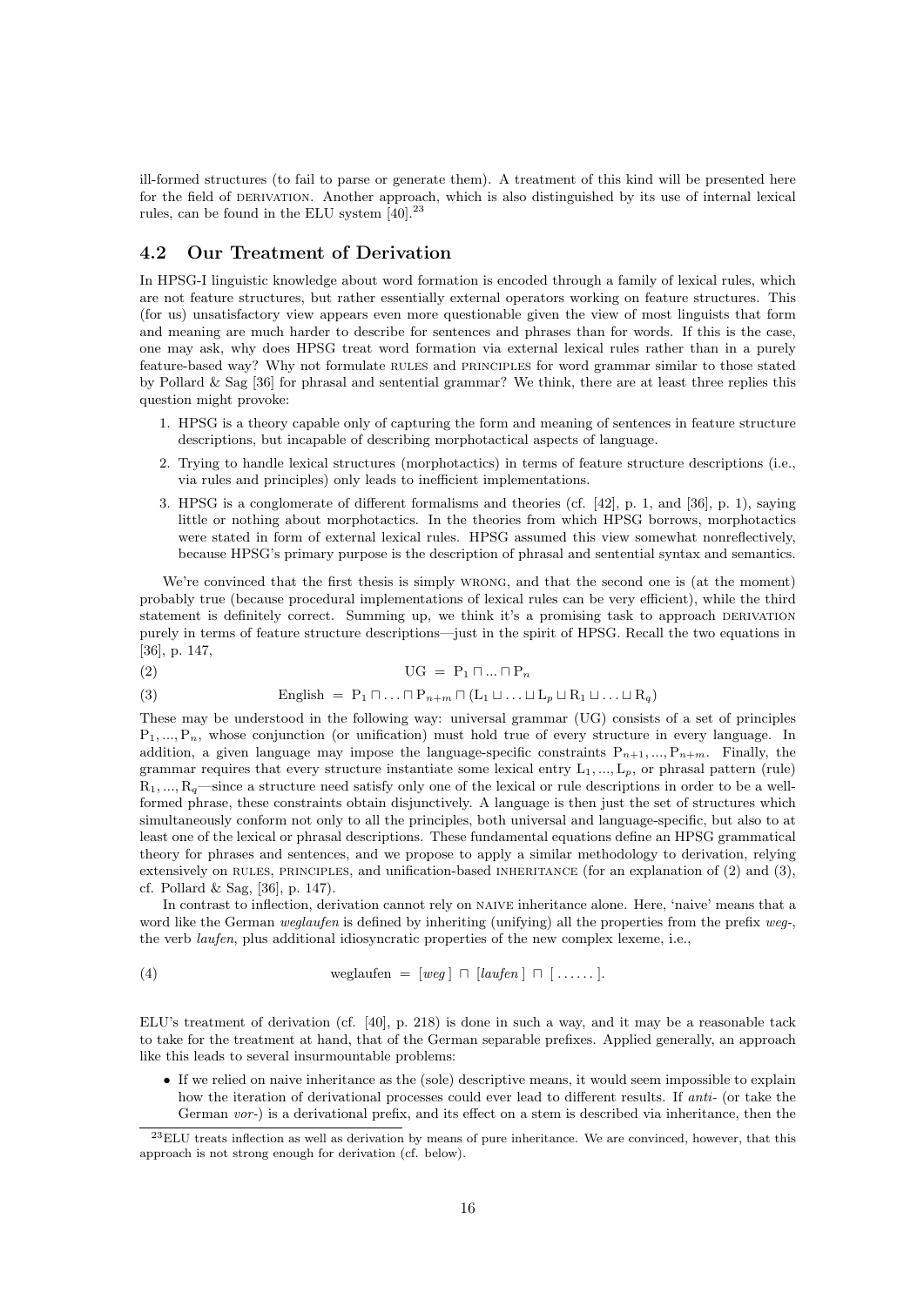ill-formed structures (to fail to parse or generate them). A treatment of this kind will be presented here for the field of DERIVATION. Another approach, which is also distinguished by its use of internal lexical rules, can be found in the ELU system [40].[23]

## 4.2 Our Treatment of Derivation

In HPSG-I linguistic knowledge about word formation is encoded through a family of lexical rules, which are not feature structures, but rather essentially external operators working on feature structures. This (for us) unsatisfactory view appears even more questionable given the view of most linguists that form and meaning are much harder to describe for sentences and phrases than for words. If this is the case, one may ask, why does HPSG treat word formation via external lexical rules rather than in a purely feature-based way? Why not formulate RULES and PRINCIPLES for word grammar similar to those stated by Pollard & Sag [36] for phrasal and sentential grammar? We think, there are at least three replies this question might provoke:

1. HPSG is a theory capable only of capturing the form and meaning of sentences in feature structure descriptions, but incapable of describing morphotactical aspects of language.
2. Trying to handle lexical structures (morphotactics) in terms of feature structure descriptions (i.e., via rules and principles) only leads to inefficient implementations.
3. HPSG is a conglomerate of different formalisms and theories (cf. [42], p. 1, and [36], p. 1), saying little or nothing about morphotactics. In the theories from which HPSG borrows, morphotactics were stated in form of external lexical rules. HPSG assumed this view somewhat nonreflectively, because HPSG's primary purpose is the description of phrasal and sentential syntax and semantics.

We're convinced that the first thesis is simply WRONG, and that the second one is (at the moment) probably true (because procedural implementations of lexical rules can be very efficient), while the third statement is definitely correct. Summing up, we think it's a promising task to approach DERIVATION purely in terms of feature structure descriptions—just in the spirit of HPSG. Recall the two equations in [36], p. 147,

(2)
$$\text{UG} \ = \ \text{P}_1 \sqcap ... \sqcap \text{P}_n$$

(3)
$$\text{English} \ = \ \text{P}_1 \sqcap \ldots \sqcap \text{P}_{n+m} \sqcap (\text{L}_1 \sqcup \ldots \sqcup \text{L}_p \sqcup \text{R}_1 \sqcup \ldots \sqcup \text{R}_q)$$

These may be understood in the following way: universal grammar (UG) consists of a set of principles $\text{P}_1, ..., \text{P}_n$, whose conjunction (or unification) must hold true of every structure in every language. In addition, a given language may impose the language-specific constraints $\text{P}_{n+1}, ..., \text{P}_{n+m}$. Finally, the grammar requires that every structure instantiate some lexical entry $\text{L}_1, ..., \text{L}_p$, or phrasal pattern (rule) $\text{R}_1, ..., \text{R}_q$—since a structure need satisfy only one of the lexical or rule descriptions in order to be a well-formed phrase, these constraints obtain disjunctively. A language is then just the set of structures which simultaneously conform not only to all the principles, both universal and language-specific, but also to at least one of the lexical or phrasal descriptions. These fundamental equations define an HPSG grammatical theory for phrases and sentences, and we propose to apply a similar methodology to derivation, relying extensively on RULES, PRINCIPLES, and unification-based INHERITANCE (for an explanation of (2) and (3), cf. Pollard & Sag, [36], p. 147).

In contrast to inflection, derivation cannot rely on NAIVE inheritance alone. Here, 'naive' means that a word like the German *weglaufen* is defined by inheriting (unifying) all the properties from the prefix *weg-*, the verb *laufen*, plus additional idiosyncratic properties of the new complex lexeme, i.e.,

(4)
$$\text{weglaufen} \ = \ [\textit{weg}\,] \ \sqcap \ [\textit{laufen}\,] \ \sqcap \ [\,\ldots\ldots\,].$$

ELU's treatment of derivation (cf. [40], p. 218) is done in such a way, and it may be a reasonable tack to take for the treatment at hand, that of the German separable prefixes. Applied generally, an approach like this leads to several insurmountable problems:

- If we relied on naive inheritance as the (sole) descriptive means, it would seem impossible to explain how the iteration of derivational processes could ever lead to different results. If *anti-* (or take the German *vor-*) is a derivational prefix, and its effect on a stem is described via inheritance, then the

[23] ELU treats inflection as well as derivation by means of pure inheritance. We are convinced, however, that this approach is not strong enough for derivation (cf. below).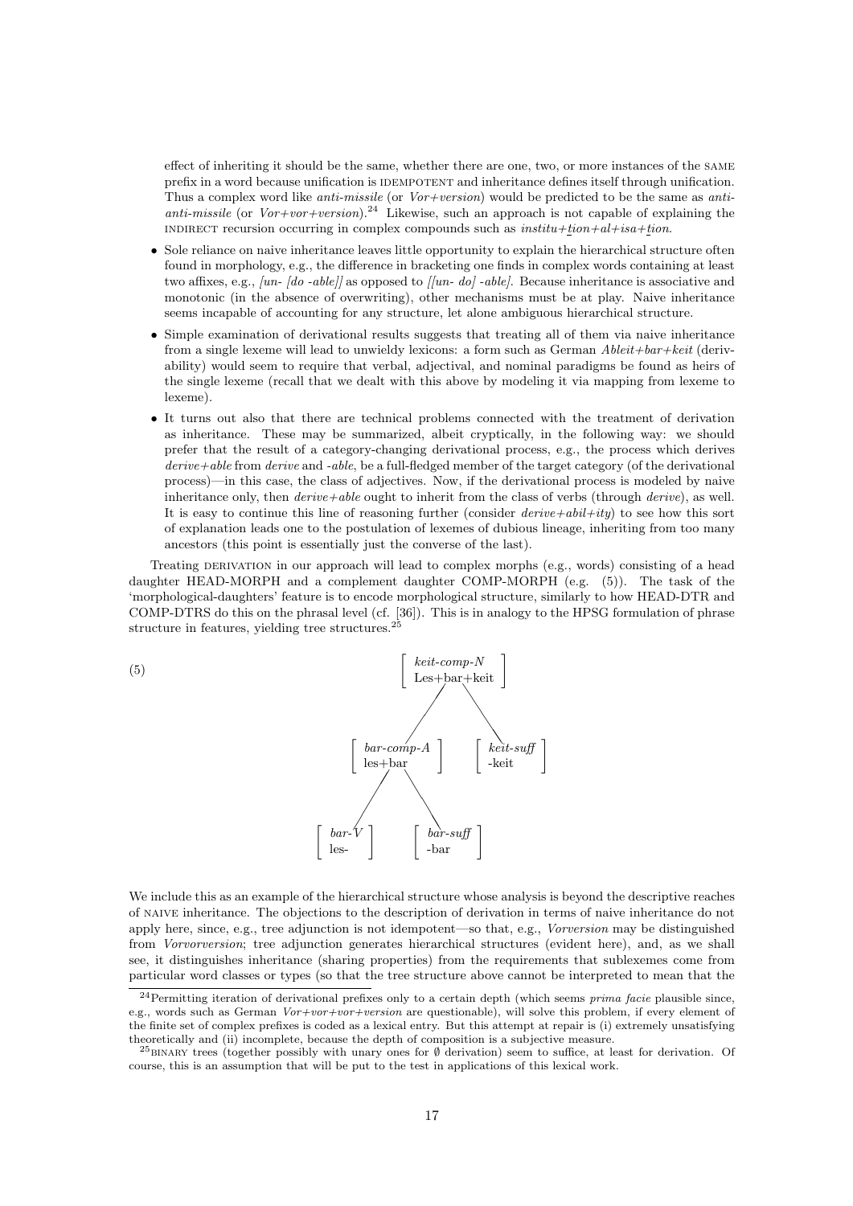effect of inheriting it should be the same, whether there are one, two, or more instances of the SAME prefix in a word because unification is IDEMPOTENT and inheritance defines itself through unification. Thus a complex word like *anti-missile* (or *Vor+version*) would be predicted to be the same as *anti-anti-missile* (or *Vor+vor+version*).[24] Likewise, such an approach is not capable of explaining the INDIRECT recursion occurring in complex compounds such as *institu+tion+al+isa+tion*.

- Sole reliance on naive inheritance leaves little opportunity to explain the hierarchical structure often found in morphology, e.g., the difference in bracketing one finds in complex words containing at least two affixes, e.g., *[un- [do -able]]* as opposed to *[[un- do] -able]*. Because inheritance is associative and monotonic (in the absence of overwriting), other mechanisms must be at play. Naive inheritance seems incapable of accounting for any structure, let alone ambiguous hierarchical structure.
- Simple examination of derivational results suggests that treating all of them via naive inheritance from a single lexeme will lead to unwieldy lexicons: a form such as German *Ableit+bar+keit* (derivability) would seem to require that verbal, adjectival, and nominal paradigms be found as heirs of the single lexeme (recall that we dealt with this above by modeling it via mapping from lexeme to lexeme).
- It turns out also that there are technical problems connected with the treatment of derivation as inheritance. These may be summarized, albeit cryptically, in the following way: we should prefer that the result of a category-changing derivational process, e.g., the process which derives *derive+able* from *derive* and *-able*, be a full-fledged member of the target category (of the derivational process)—in this case, the class of adjectives. Now, if the derivational process is modeled by naive inheritance only, then *derive+able* ought to inherit from the class of verbs (through *derive*), as well. It is easy to continue this line of reasoning further (consider *derive+abil+ity*) to see how this sort of explanation leads one to the postulation of lexemes of dubious lineage, inheriting from too many ancestors (this point is essentially just the converse of the last).

Treating DERIVATION in our approach will lead to complex morphs (e.g., words) consisting of a head daughter HEAD-MORPH and a complement daughter COMP-MORPH (e.g. (5)). The task of the 'morphological-daughters' feature is to encode morphological structure, similarly to how HEAD-DTR and COMP-DTRS do this on the phrasal level (cf. [36]). This is in analogy to the HPSG formulation of phrase structure in features, yielding tree structures.[25]

(5)

```
                [ keit-comp-N   ]
                [ Les+bar+keit  ]
                  /           \
      [ bar-comp-A ]      [ keit-suff ]
      [ les+bar    ]      [ -keit     ]
        /        \
 [ bar-V ]   [ bar-suff ]
 [ les-  ]   [ -bar     ]
```

We include this as an example of the hierarchical structure whose analysis is beyond the descriptive reaches of NAIVE inheritance. The objections to the description of derivation in terms of naive inheritance do not apply here, since, e.g., tree adjunction is not idempotent—so that, e.g., *Vorversion* may be distinguished from *Vorvorversion*; tree adjunction generates hierarchical structures (evident here), and, as we shall see, it distinguishes inheritance (sharing properties) from the requirements that sublexemes come from particular word classes or types (so that the tree structure above cannot be interpreted to mean that the

[24] Permitting iteration of derivational prefixes only to a certain depth (which seems *prima facie* plausible since, e.g., words such as German *Vor+vor+vor+version* are questionable), will solve this problem, if every element of the finite set of complex prefixes is coded as a lexical entry. But this attempt at repair is (i) extremely unsatisfying theoretically and (ii) incomplete, because the depth of composition is a subjective measure.

[25] BINARY trees (together possibly with unary ones for $\emptyset$ derivation) seem to suffice, at least for derivation. Of course, this is an assumption that will be put to the test in applications of this lexical work.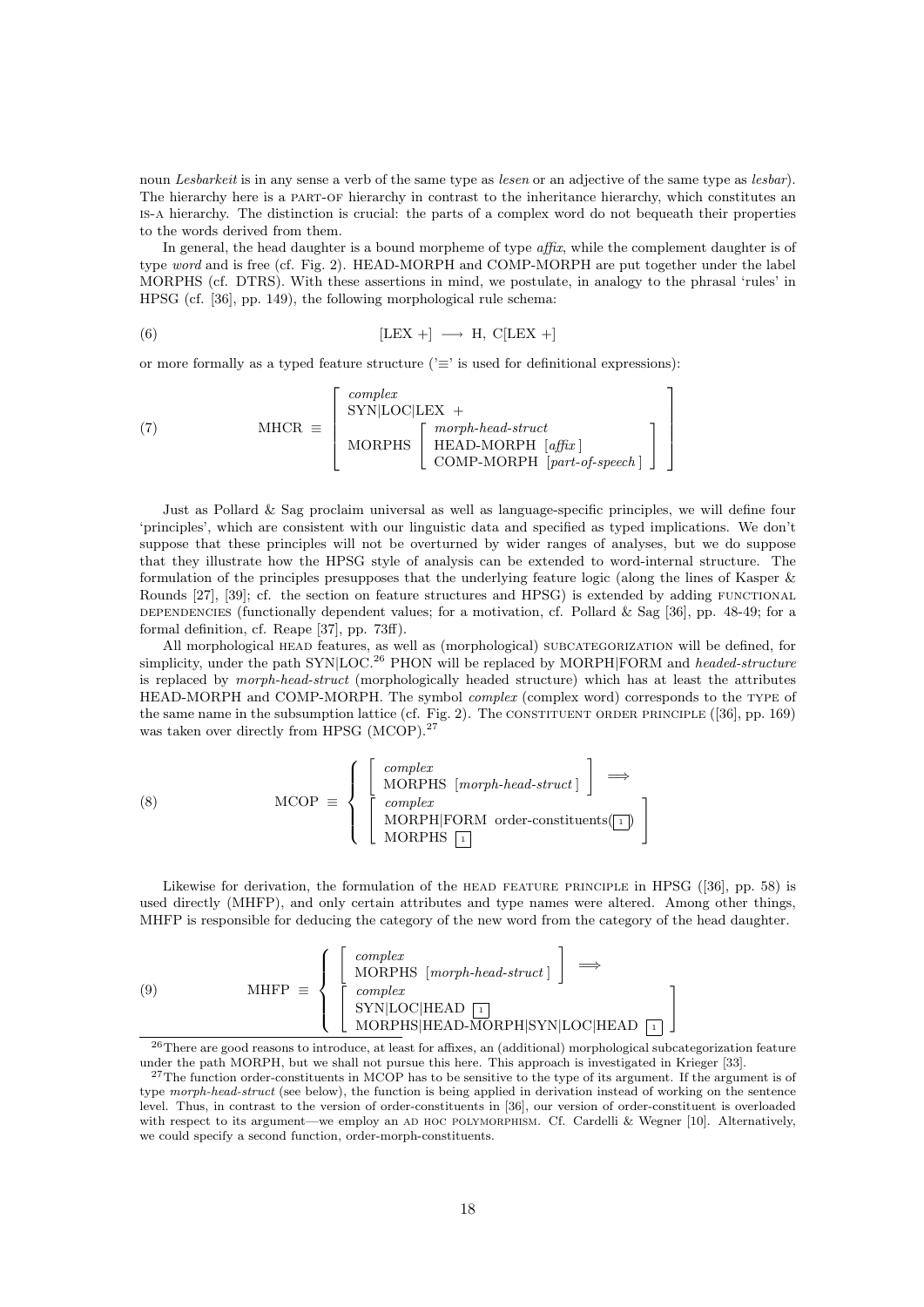noun *Lesbarkeit* is in any sense a verb of the same type as *lesen* or an adjective of the same type as *lesbar*). The hierarchy here is a PART-OF hierarchy in contrast to the inheritance hierarchy, which constitutes an IS-A hierarchy. The distinction is crucial: the parts of a complex word do not bequeath their properties to the words derived from them.

In general, the head daughter is a bound morpheme of type *affix*, while the complement daughter is of type *word* and is free (cf. Fig. 2). HEAD-MORPH and COMP-MORPH are put together under the label MORPHS (cf. DTRS). With these assertions in mind, we postulate, in analogy to the phrasal 'rules' in HPSG (cf. [36], pp. 149), the following morphological rule schema:

(6) $$[\text{LEX} +] \longrightarrow \text{H, C}[\text{LEX} +]$$

or more formally as a typed feature structure ('≡' is used for definitional expressions):

(7) $$\text{MHCR} \equiv \begin{bmatrix} \textit{complex} \\ \text{SYN|LOC|LEX} \ + \\ \text{MORPHS} \begin{bmatrix} \textit{morph-head-struct} \\ \text{HEAD-MORPH} \ [\textit{affix}] \\ \text{COMP-MORPH} \ [\textit{part-of-speech}] \end{bmatrix} \end{bmatrix}$$

Just as Pollard & Sag proclaim universal as well as language-specific principles, we will define four 'principles', which are consistent with our linguistic data and specified as typed implications. We don't suppose that these principles will not be overturned by wider ranges of analyses, but we do suppose that they illustrate how the HPSG style of analysis can be extended to word-internal structure. The formulation of the principles presupposes that the underlying feature logic (along the lines of Kasper & Rounds [27], [39]; cf. the section on feature structures and HPSG) is extended by adding FUNCTIONAL DEPENDENCIES (functionally dependent values; for a motivation, cf. Pollard & Sag [36], pp. 48-49; for a formal definition, cf. Reape [37], pp. 73ff).

All morphological HEAD features, as well as (morphological) SUBCATEGORIZATION will be defined, for simplicity, under the path SYN|LOC.[26] PHON will be replaced by MORPH|FORM and *headed-structure* is replaced by *morph-head-struct* (morphologically headed structure) which has at least the attributes HEAD-MORPH and COMP-MORPH. The symbol *complex* (complex word) corresponds to the TYPE of the same name in the subsumption lattice (cf. Fig. 2). The CONSTITUENT ORDER PRINCIPLE ([36], pp. 169) was taken over directly from HPSG (MCOP).[27]

(8) $$\text{MCOP} \equiv \left\{ \begin{bmatrix} \textit{complex} \\ \text{MORPHS} \ [\textit{morph-head-struct}] \end{bmatrix} \Longrightarrow \begin{bmatrix} \textit{complex} \\ \text{MORPH|FORM} \ \text{order-constituents}(\boxed{1}) \\ \text{MORPHS} \ \boxed{1} \end{bmatrix} \right.$$

Likewise for derivation, the formulation of the HEAD FEATURE PRINCIPLE in HPSG ([36], pp. 58) is used directly (MHFP), and only certain attributes and type names were altered. Among other things, MHFP is responsible for deducing the category of the new word from the category of the head daughter.

(9) $$\text{MHFP} \equiv \left\{ \begin{bmatrix} \textit{complex} \\ \text{MORPHS} \ [\textit{morph-head-struct}] \end{bmatrix} \Longrightarrow \begin{bmatrix} \textit{complex} \\ \text{SYN|LOC|HEAD} \ \boxed{1} \\ \text{MORPHS|HEAD-MORPH|SYN|LOC|HEAD} \ \boxed{1} \end{bmatrix} \right.$$

[26] There are good reasons to introduce, at least for affixes, an (additional) morphological subcategorization feature under the path MORPH, but we shall not pursue this here. This approach is investigated in Krieger [33].

[27] The function order-constituents in MCOP has to be sensitive to the type of its argument. If the argument is of type *morph-head-struct* (see below), the function is being applied in derivation instead of working on the sentence level. Thus, in contrast to the version of order-constituents in [36], our version of order-constituent is overloaded with respect to its argument—we employ an AD HOC POLYMORPHISM. Cf. Cardelli & Wegner [10]. Alternatively, we could specify a second function, order-morph-constituents.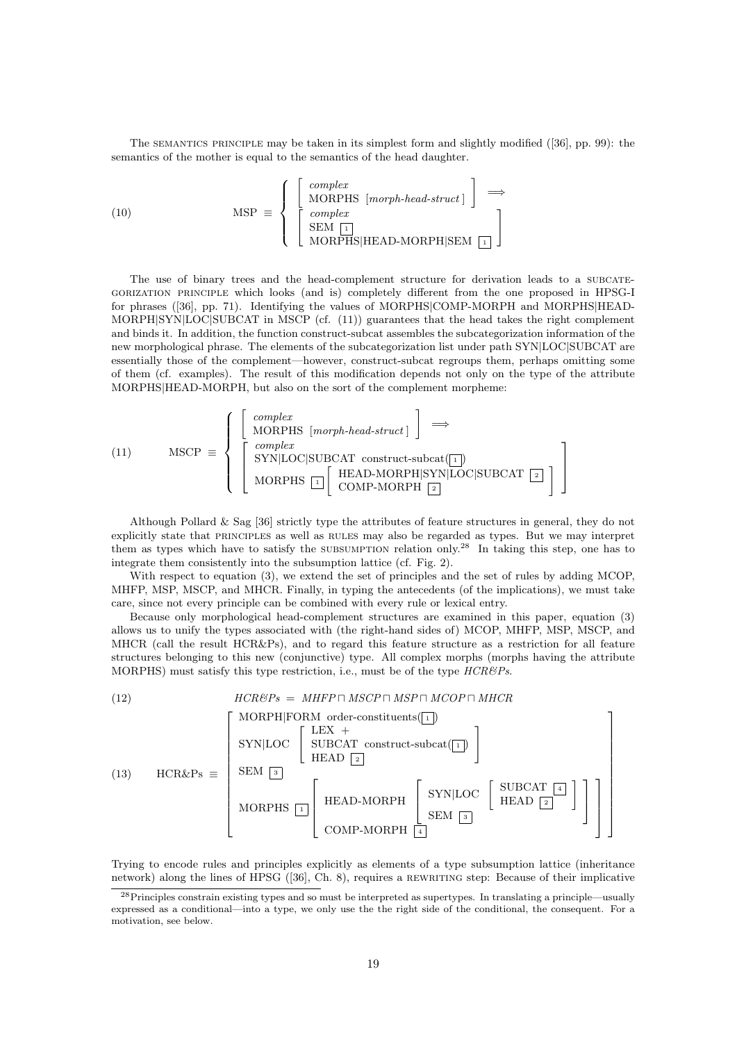The SEMANTICS PRINCIPLE may be taken in its simplest form and slightly modified ([36], pp. 99): the semantics of the mother is equal to the semantics of the head daughter.

$$\text{(10)} \qquad \text{MSP} \equiv \left\{ \begin{array}{l} \left[ \begin{array}{l} \textit{complex} \\ \text{MORPHS } [\textit{morph-head-struct}\,] \end{array} \right] \Longrightarrow \\ \left[ \begin{array}{l} \textit{complex} \\ \text{SEM } \boxed{1} \\ \text{MORPHS|HEAD-MORPH|SEM } \boxed{1} \end{array} \right] \end{array} \right.$$

The use of binary trees and the head-complement structure for derivation leads to a SUBCATEGORIZATION PRINCIPLE which looks (and is) completely different from the one proposed in HPSG-I for phrases ([36], pp. 71). Identifying the values of MORPHS|COMP-MORPH and MORPHS|HEAD-MORPH|SYN|LOC|SUBCAT in MSCP (cf. (11)) guarantees that the head takes the right complement and binds it. In addition, the function construct-subcat assembles the subcategorization information of the new morphological phrase. The elements of the subcategorization list under path SYN|LOC|SUBCAT are essentially those of the complement—however, construct-subcat regroups them, perhaps omitting some of them (cf. examples). The result of this modification depends not only on the type of the attribute MORPHS|HEAD-MORPH, but also on the sort of the complement morpheme:

$$\text{(11)} \qquad \text{MSCP} \equiv \left\{ \begin{array}{l} \left[ \begin{array}{l} \textit{complex} \\ \text{MORPHS } [\textit{morph-head-struct}\,] \end{array} \right] \Longrightarrow \\ \left[ \begin{array}{l} \textit{complex} \\ \text{SYN|LOC|SUBCAT construct-subcat}(\boxed{1}) \\ \text{MORPHS } \boxed{1} \left[ \begin{array}{l} \text{HEAD-MORPH|SYN|LOC|SUBCAT } \boxed{2} \\ \text{COMP-MORPH } \boxed{2} \end{array} \right] \end{array} \right] \end{array} \right.$$

Although Pollard & Sag [36] strictly type the attributes of feature structures in general, they do not explicitly state that PRINCIPLES as well as RULES may also be regarded as types. But we may interpret them as types which have to satisfy the SUBSUMPTION relation only.[28] In taking this step, one has to integrate them consistently into the subsumption lattice (cf. Fig. 2).

With respect to equation (3), we extend the set of principles and the set of rules by adding MCOP, MHFP, MSP, MSCP, and MHCR. Finally, in typing the antecedents (of the implications), we must take care, since not every principle can be combined with every rule or lexical entry.

Because only morphological head-complement structures are examined in this paper, equation (3) allows us to unify the types associated with (the right-hand sides of) MCOP, MHFP, MSP, MSCP, and MHCR (call the result HCR&Ps), and to regard this feature structure as a restriction for all feature structures belonging to this new (conjunctive) type. All complex morphs (morphs having the attribute MORPHS) must satisfy this type restriction, i.e., must be of the type *HCR&Ps*.

$$\text{(12)} \qquad \textit{HCR\&Ps} = \textit{MHFP} \sqcap \textit{MSCP} \sqcap \textit{MSP} \sqcap \textit{MCOP} \sqcap \textit{MHCR}$$

$$\text{(13)} \qquad \text{HCR\&Ps} \equiv \left[ \begin{array}{l} \text{MORPH|FORM order-constituents}(\boxed{1}) \\ \text{SYN|LOC} \left[ \begin{array}{l} \text{LEX } + \\ \text{SUBCAT construct-subcat}(\boxed{1}) \\ \text{HEAD } \boxed{2} \end{array} \right] \\ \text{SEM } \boxed{3} \\ \text{MORPHS } \boxed{1} \left[ \begin{array}{l} \text{HEAD-MORPH} \left[ \begin{array}{l} \text{SYN|LOC} \left[ \begin{array}{l} \text{SUBCAT } \boxed{4} \\ \text{HEAD } \boxed{2} \end{array} \right] \\ \text{SEM } \boxed{3} \end{array} \right] \\ \text{COMP-MORPH } \boxed{4} \end{array} \right] \end{array} \right]$$

Trying to encode rules and principles explicitly as elements of a type subsumption lattice (inheritance network) along the lines of HPSG ([36], Ch. 8), requires a REWRITING step: Because of their implicative

[28] Principles constrain existing types and so must be interpreted as supertypes. In translating a principle—usually expressed as a conditional—into a type, we only use the the right side of the conditional, the consequent. For a motivation, see below.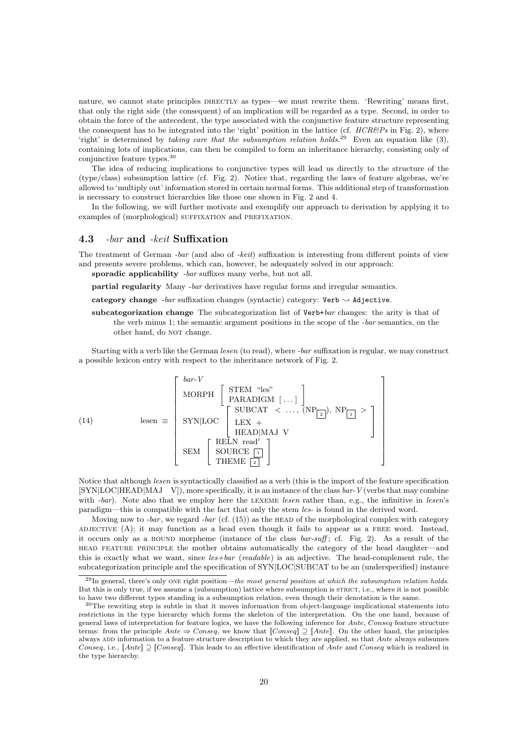nature, we cannot state principles DIRECTLY as types—we must rewrite them. 'Rewriting' means first, that only the right side (the consequent) of an implication will be regarded as a type. Second, in order to obtain the force of the antecedent, the type associated with the conjunctive feature structure representing the consequent has to be integrated into the 'right' position in the lattice (cf. *HCR&Ps* in Fig. 2), where 'right' is determined by *taking care that the subsumption relation holds*.[29] Even an equation like (3), containing lots of implications, can then be compiled to form an inheritance hierarchy, consisting only of conjunctive feature types.[30]

The idea of reducing implications to conjunctive types will lead us directly to the structure of the (type/class) subsumption lattice (cf. Fig. 2). Notice that, regarding the laws of feature algebras, we're allowed to 'multiply out' information stored in certain normal forms. This additional step of transformation is necessary to construct hierarchies like those shown in Fig. 2 and 4.

In the following, we will further motivate and exemplify our approach to derivation by applying it to examples of (morphological) SUFFIXATION and PREFIXATION.

### 4.3 *-bar* and *-keit* Suffixation

The treatment of German *-bar* (and also of *-keit*) suffixation is interesting from different points of view and presents severe problems, which can, however, be adequately solved in our approach:

**sporadic applicability** *-bar* suffixes many verbs, but not all.

**partial regularity** Many *-bar* derivatives have regular forms and irregular semantics.

**category change** *-bar* suffixation changes (syntactic) category: `Verb` $\rightsquigarrow$ `Adjective`.

**subcategorization change** The subcategorization list of `Verb`+*bar* changes: the arity is that of the verb minus 1; the semantic argument positions in the scope of the *-bar* semantics, on the other hand, do NOT change.

Starting with a verb like the German *lesen* (to read), where *-bar* suffixation is regular, we may construct a possible lexicon entry with respect to the inheritance network of Fig. 2.

$$\text{(14)} \qquad \text{lesen} \equiv \left[\begin{array}{l} \textit{bar-V} \\ \text{MORPH} \left[\begin{array}{l} \text{STEM “les”} \\ \text{PARADIGM } [\ldots] \end{array}\right] \\ \text{SYN|LOC} \left[\begin{array}{l} \text{SUBCAT } \langle \ldots, (\text{NP}_{\boxed{2}}), \text{NP}_{\boxed{1}} \rangle \\ \text{LEX } + \\ \text{HEAD|MAJ V} \end{array}\right] \\ \text{SEM} \left[\begin{array}{l} \text{RELN read}' \\ \text{SOURCE } \boxed{1} \\ \text{THEME } \boxed{2} \end{array}\right] \end{array}\right]$$

Notice that although *lesen* is syntactically classified as a verb (this is the import of the feature specification [SYN|LOC|HEAD|MAJ V]), more specifically, it is an instance of the class *bar-V* (verbs that may combine with *-bar*). Note also that we employ here the LEXEME *lesen* rather than, e.g., the infinitive in *lesen*'s paradigm—this is compatible with the fact that only the stem *les-* is found in the derived word.

Moving now to *-bar*, we regard *-bar* (cf. (15)) as the HEAD of the morphological complex with category ADJECTIVE (A); it may function as a head even though it fails to appear as a FREE word. Instead, it occurs only as a BOUND morpheme (instance of the class *bar-suff*; cf. Fig. 2). As a result of the HEAD FEATURE PRINCIPLE the mother obtains automatically the category of the head daughter—and this is exactly what we want, since *les+bar* (*readable*) is an adjective. The head-complement rule, the subcategorization principle and the specification of SYN|LOC|SUBCAT to be an (underspecified) instance

---

[29] In general, there's only ONE right position—*the most general position at which the subsumption relation holds*. But this is only true, if we assume a (subsumption) lattice where subsumption is STRICT, i.e., where it is not possible to have two different types standing in a subsumption relation, even though their denotation is the same.

[30] The rewriting step is subtle in that it moves information from object-language implicational statements into restrictions in the type hierarchy which forms the skeleton of the interpretation. On the one hand, because of general laws of interpretation for feature logics, we have the following inference for *Ante*, *Conseq* feature structure terms: from the principle *Ante* $\Rightarrow$ *Conseq*, we know that $[\![Conseq]\!] \supseteq [\![Ante]\!]$. On the other hand, the principles always ADD information to a feature structure description to which they are applied, so that *Ante* always subsumes *Conseq*, i.e., $[\![Ante]\!] \supseteq [\![Conseq]\!]$. This leads to an effective identification of *Ante* and *Conseq* which is realized in the type hierarchy.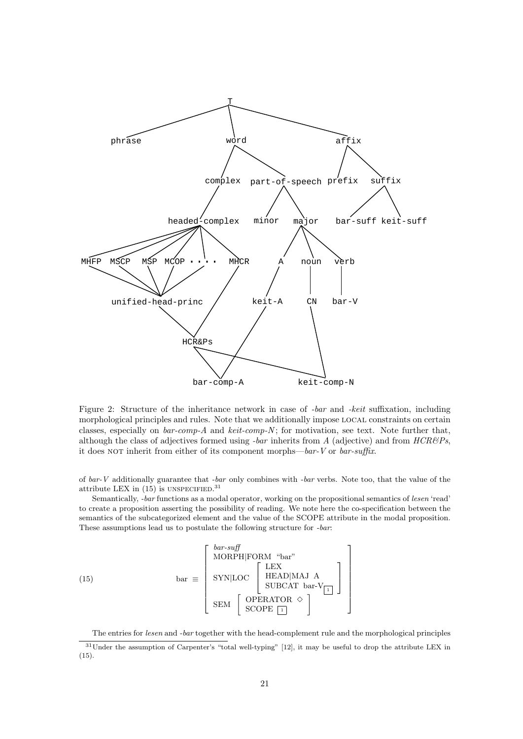Figure 2: Structure of the inheritance network in case of *-bar* and *-keit* suffixation, including morphological principles and rules. Note that we additionally impose LOCAL constraints on certain classes, especially on *bar-comp-A* and *keit-comp-N*; for motivation, see text. Note further that, although the class of adjectives formed using *-bar* inherits from *A* (adjective) and from *HCR&Ps*, it does NOT inherit from either of its component morphs—*bar-V* or *bar-suffix*.

of *bar-V* additionally guarantee that *-bar* only combines with *-bar* verbs. Note too, that the value of the attribute LEX in (15) is UNSPECIFIED.[31]

Semantically, *-bar* functions as a modal operator, working on the propositional semantics of *lesen* 'read' to create a proposition asserting the possibility of reading. We note here the co-specification between the semantics of the subcategorized element and the value of the SCOPE attribute in the modal proposition. These assumptions lead us to postulate the following structure for *-bar*:

(15)

$$\text{bar} \equiv \begin{bmatrix} \textit{bar-suff} \\ \text{MORPH|FORM “bar”} \\ \text{SYN|LOC} \begin{bmatrix} \text{LEX} \\ \text{HEAD|MAJ A} \\ \text{SUBCAT bar-V}_{\boxed{1}} \end{bmatrix} \\ \text{SEM} \begin{bmatrix} \text{OPERATOR } \diamond \\ \text{SCOPE } \boxed{1} \end{bmatrix} \end{bmatrix}$$

The entries for *lesen* and *-bar* together with the head-complement rule and the morphological principles

[31] Under the assumption of Carpenter's "total well-typing" [12], it may be useful to drop the attribute LEX in (15).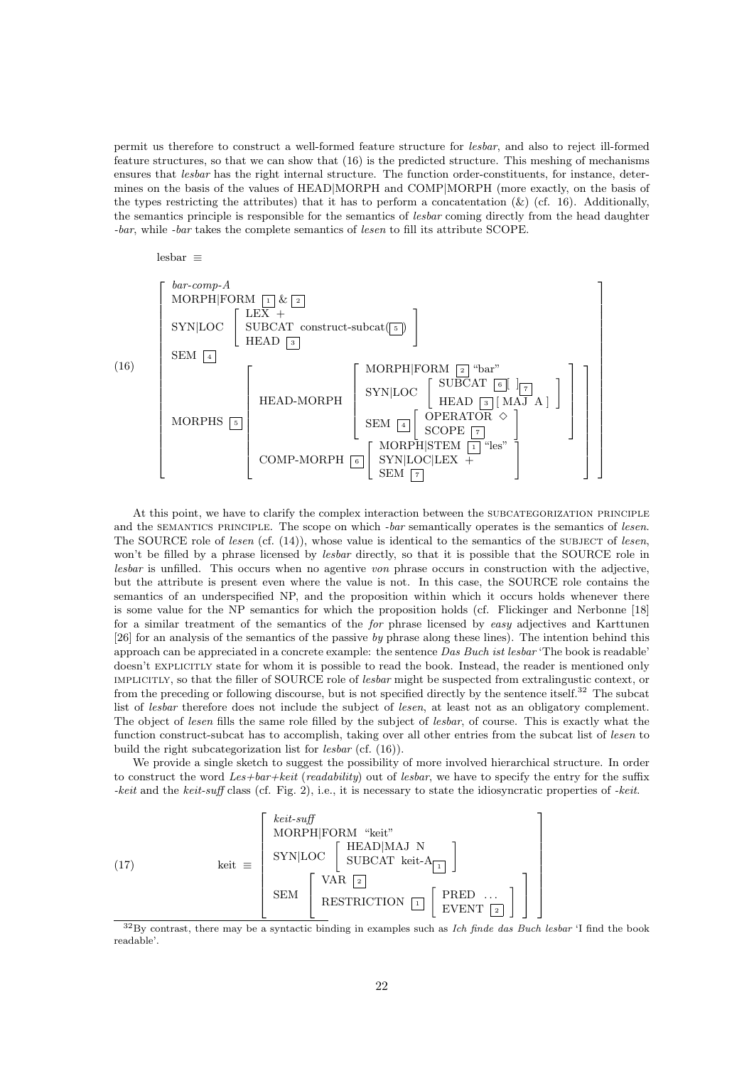permit us therefore to construct a well-formed feature structure for *lesbar*, and also to reject ill-formed feature structures, so that we can show that (16) is the predicted structure. This meshing of mechanisms ensures that *lesbar* has the right internal structure. The function order-constituents, for instance, determines on the basis of the values of HEAD|MORPH and COMP|MORPH (more exactly, on the basis of the types restricting the attributes) that it has to perform a concatentation (&) (cf. 16). Additionally, the semantics principle is responsible for the semantics of *lesbar* coming directly from the head daughter *-bar*, while *-bar* takes the complete semantics of *lesen* to fill its attribute SCOPE.

lesbar ≡

$$
(16)\quad \begin{bmatrix}
\textit{bar-comp-A} \\
\text{MORPH|FORM } \boxed{1} \,\&\, \boxed{2} \\
\text{SYN|LOC} \begin{bmatrix} \text{LEX } + \\ \text{SUBCAT construct-subcat}(\boxed{5}) \\ \text{HEAD } \boxed{3} \end{bmatrix} \\
\text{SEM } \boxed{4} \\
\text{MORPHS } \boxed{5} \begin{bmatrix}
\text{HEAD-MORPH} \begin{bmatrix} \text{MORPH|FORM } \boxed{2} \text{ “bar”} \\ \text{SYN|LOC} \begin{bmatrix} \text{SUBCAT } \boxed{6}[\ ]_{\boxed{7}} \\ \text{HEAD } \boxed{3} [\text{ MAJ A }] \end{bmatrix} \\ \text{SEM } \boxed{4} \begin{bmatrix} \text{OPERATOR } \diamond \\ \text{SCOPE } \boxed{7} \end{bmatrix} \end{bmatrix} \\
\text{COMP-MORPH } \boxed{6} \begin{bmatrix} \text{MORPH|STEM } \boxed{1} \text{ “les”} \\ \text{SYN|LOC|LEX } + \\ \text{SEM } \boxed{7} \end{bmatrix}
\end{bmatrix}
\end{bmatrix}
$$

At this point, we have to clarify the complex interaction between the SUBCATEGORIZATION PRINCIPLE and the SEMANTICS PRINCIPLE. The scope on which *-bar* semantically operates is the semantics of *lesen*. The SOURCE role of *lesen* (cf. (14)), whose value is identical to the semantics of the SUBJECT of *lesen*, won't be filled by a phrase licensed by *lesbar* directly, so that it is possible that the SOURCE role in *lesbar* is unfilled. This occurs when no agentive *von* phrase occurs in construction with the adjective, but the attribute is present even where the value is not. In this case, the SOURCE role contains the semantics of an underspecified NP, and the proposition within which it occurs holds whenever there is some value for the NP semantics for which the proposition holds (cf. Flickinger and Nerbonne [18] for a similar treatment of the semantics of the *for* phrase licensed by *easy* adjectives and Karttunen [26] for an analysis of the semantics of the passive *by* phrase along these lines). The intention behind this approach can be appreciated in a concrete example: the sentence *Das Buch ist lesbar* 'The book is readable' doesn't EXPLICITLY state for whom it is possible to read the book. Instead, the reader is mentioned only IMPLICITLY, so that the filler of SOURCE role of *lesbar* might be suspected from extralingustic context, or from the preceding or following discourse, but is not specified directly by the sentence itself.[32] The subcat list of *lesbar* therefore does not include the subject of *lesen*, at least not as an obligatory complement. The object of *lesen* fills the same role filled by the subject of *lesbar*, of course. This is exactly what the function construct-subcat has to accomplish, taking over all other entries from the subcat list of *lesen* to build the right subcategorization list for *lesbar* (cf. (16)).

We provide a single sketch to suggest the possibility of more involved hierarchical structure. In order to construct the word *Les+bar+keit* (*readability*) out of *lesbar*, we have to specify the entry for the suffix *-keit* and the *keit-suff* class (cf. Fig. 2), i.e., it is necessary to state the idiosyncratic properties of *-keit*.

$$
(17)\quad \text{keit} \equiv \begin{bmatrix}
\textit{keit-suff} \\
\text{MORPH|FORM “keit”} \\
\text{SYN|LOC} \begin{bmatrix} \text{HEAD|MAJ N} \\ \text{SUBCAT keit-A}_{\boxed{1}} \end{bmatrix} \\
\text{SEM} \begin{bmatrix} \text{VAR } \boxed{2} \\ \text{RESTRICTION } \boxed{1} \begin{bmatrix} \text{PRED } \ldots \\ \text{EVENT } \boxed{2} \end{bmatrix} \end{bmatrix}
\end{bmatrix}
$$

[32] By contrast, there may be a syntactic binding in examples such as *Ich finde das Buch lesbar* 'I find the book readable'.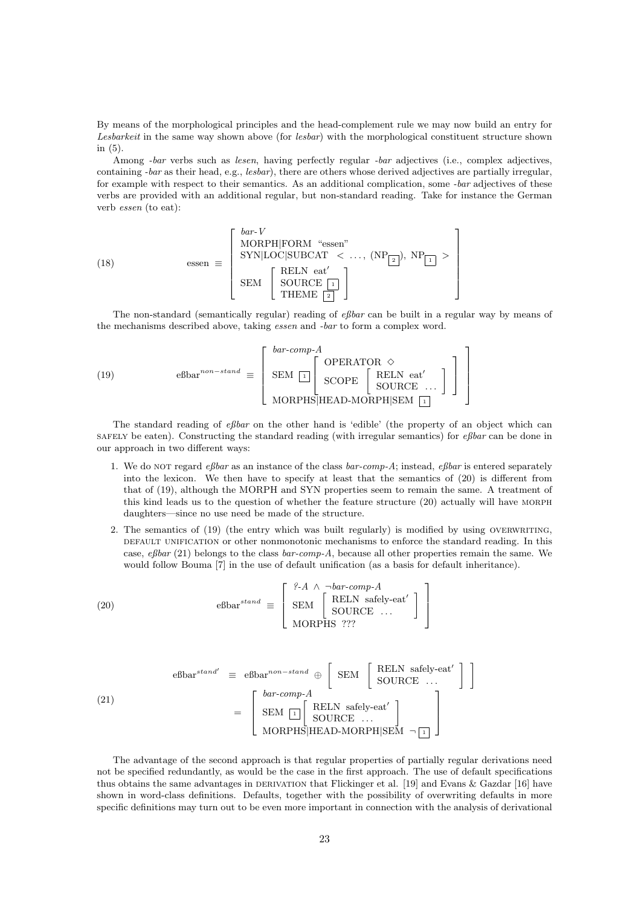By means of the morphological principles and the head-complement rule we may now build an entry for *Lesbarkeit* in the same way shown above (for *lesbar*) with the morphological constituent structure shown in (5).

Among *-bar* verbs such as *lesen*, having perfectly regular *-bar* adjectives (i.e., complex adjectives, containing *-bar* as their head, e.g., *lesbar*), there are others whose derived adjectives are partially irregular, for example with respect to their semantics. As an additional complication, some *-bar* adjectives of these verbs are provided with an additional regular, but non-standard reading. Take for instance the German verb *essen* (to eat):

(18)
$$\text{essen} \equiv \left[\begin{array}{l} \textit{bar-V} \\ \text{MORPH|FORM \ ``essen''} \\ \text{SYN|LOC|SUBCAT} \ \ < \ \ldots, \ (\text{NP}_{\boxed{2}}), \ \text{NP}_{\boxed{1}} \ > \\ \text{SEM} \ \left[\begin{array}{l} \text{RELN \ eat}' \\ \text{SOURCE} \ \boxed{1} \\ \text{THEME} \ \boxed{2} \end{array}\right] \end{array}\right]$$

The non-standard (semantically regular) reading of *eßbar* can be built in a regular way by means of the mechanisms described above, taking *essen* and *-bar* to form a complex word.

(19)
$$\text{eßbar}^{non-stand} \equiv \left[\begin{array}{l} \textit{bar-comp-A} \\ \text{SEM} \ \boxed{1} \left[\begin{array}{l} \text{OPERATOR} \ \diamond \\ \text{SCOPE} \ \left[\begin{array}{l} \text{RELN \ eat}' \\ \text{SOURCE} \ \ldots \end{array}\right] \end{array}\right] \\ \text{MORPHS|HEAD-MORPH|SEM} \ \boxed{1} \end{array}\right]$$

The standard reading of *eßbar* on the other hand is 'edible' (the property of an object which can SAFELY be eaten). Constructing the standard reading (with irregular semantics) for *eßbar* can be done in our approach in two different ways:

1. We do NOT regard *eßbar* as an instance of the class *bar-comp-A*; instead, *eßbar* is entered separately into the lexicon. We then have to specify at least that the semantics of (20) is different from that of (19), although the MORPH and SYN properties seem to remain the same. A treatment of this kind leads us to the question of whether the feature structure (20) actually will have MORPH daughters—since no use need be made of the structure.
2. The semantics of (19) (the entry which was built regularly) is modified by using OVERWRITING, DEFAULT UNIFICATION or other nonmonotonic mechanisms to enforce the standard reading. In this case, *eßbar* (21) belongs to the class *bar-comp-A*, because all other properties remain the same. We would follow Bouma [7] in the use of default unification (as a basis for default inheritance).

(20)
$$\text{eßbar}^{stand} \equiv \left[\begin{array}{l} \textit{?-A} \ \wedge \ \neg \textit{bar-comp-A} \\ \text{SEM} \ \left[\begin{array}{l} \text{RELN \ safely-eat}' \\ \text{SOURCE} \ \ldots \end{array}\right] \\ \text{MORPHS} \ ??? \end{array}\right]$$

(21)
$$\begin{array}{rcl} \text{eßbar}^{stand'} & \equiv & \text{eßbar}^{non-stand} \oplus \left[ \ \text{SEM} \ \left[\begin{array}{l} \text{RELN \ safely-eat}' \\ \text{SOURCE} \ \ldots \end{array}\right] \right] \\ & = & \left[\begin{array}{l} \textit{bar-comp-A} \\ \text{SEM} \ \boxed{1} \left[\begin{array}{l} \text{RELN \ safely-eat}' \\ \text{SOURCE} \ \ldots \end{array}\right] \\ \text{MORPHS|HEAD-MORPH|SEM} \ \neg \boxed{1} \end{array}\right] \end{array}$$

The advantage of the second approach is that regular properties of partially regular derivations need not be specified redundantly, as would be the case in the first approach. The use of default specifications thus obtains the same advantages in DERIVATION that Flickinger et al. [19] and Evans & Gazdar [16] have shown in word-class definitions. Defaults, together with the possibility of overwriting defaults in more specific definitions may turn out to be even more important in connection with the analysis of derivational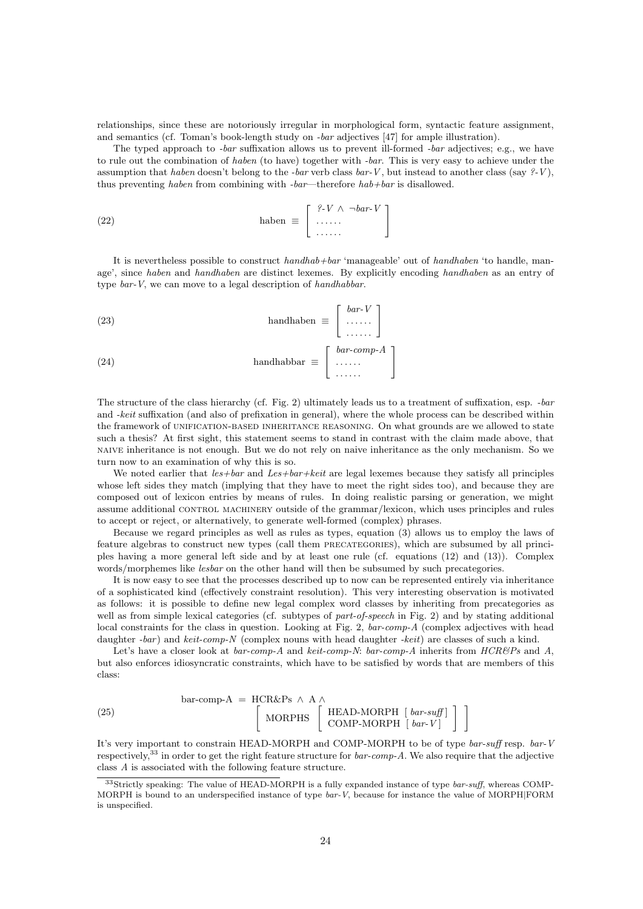relationships, since these are notoriously irregular in morphological form, syntactic feature assignment, and semantics (cf. Toman's book-length study on *-bar* adjectives [47] for ample illustration).

The typed approach to *-bar* suffixation allows us to prevent ill-formed *-bar* adjectives; e.g., we have to rule out the combination of *haben* (to have) together with *-bar*. This is very easy to achieve under the assumption that *haben* doesn't belong to the *-bar* verb class *bar-V*, but instead to another class (say *?-V*), thus preventing *haben* from combining with *-bar*—therefore *hab+bar* is disallowed.

$$\text{haben} \;\equiv\; \begin{bmatrix} \textit{?-V} \;\wedge\; \neg\textit{bar-V} \\ \ldots\ldots \\ \ldots\ldots \end{bmatrix} \tag{22}$$

It is nevertheless possible to construct *handhab+bar* 'manageable' out of *handhaben* 'to handle, manage', since *haben* and *handhaben* are distinct lexemes. By explicitly encoding *handhaben* as an entry of type *bar-V*, we can move to a legal description of *handhabbar*.

$$\text{handhaben} \;\equiv\; \begin{bmatrix} \textit{bar-V} \\ \ldots\ldots \\ \ldots\ldots \end{bmatrix} \tag{23}$$

$$\text{handhabbar} \;\equiv\; \begin{bmatrix} \textit{bar-comp-A} \\ \ldots\ldots \\ \ldots\ldots \end{bmatrix} \tag{24}$$

The structure of the class hierarchy (cf. Fig. 2) ultimately leads us to a treatment of suffixation, esp. *-bar* and *-keit* suffixation (and also of prefixation in general), where the whole process can be described within the framework of UNIFICATION-BASED INHERITANCE REASONING. On what grounds are we allowed to state such a thesis? At first sight, this statement seems to stand in contrast with the claim made above, that NAIVE inheritance is not enough. But we do not rely on naive inheritance as the only mechanism. So we turn now to an examination of why this is so.

We noted earlier that *les+bar* and *Les+bar+keit* are legal lexemes because they satisfy all principles whose left sides they match (implying that they have to meet the right sides too), and because they are composed out of lexicon entries by means of rules. In doing realistic parsing or generation, we might assume additional CONTROL MACHINERY outside of the grammar/lexicon, which uses principles and rules to accept or reject, or alternatively, to generate well-formed (complex) phrases.

Because we regard principles as well as rules as types, equation (3) allows us to employ the laws of feature algebras to construct new types (call them PRECATEGORIES), which are subsumed by all principles having a more general left side and by at least one rule (cf. equations (12) and (13)). Complex words/morphemes like *lesbar* on the other hand will then be subsumed by such precategories.

It is now easy to see that the processes described up to now can be represented entirely via inheritance of a sophisticated kind (effectively constraint resolution). This very interesting observation is motivated as follows: it is possible to define new legal complex word classes by inheriting from precategories as well as from simple lexical categories (cf. subtypes of *part-of-speech* in Fig. 2) and by stating additional local constraints for the class in question. Looking at Fig. 2, *bar-comp-A* (complex adjectives with head daughter *-bar*) and *keit-comp-N* (complex nouns with head daughter *-keit*) are classes of such a kind.

Let's have a closer look at *bar-comp-A* and *keit-comp-N*: *bar-comp-A* inherits from *HCR&Ps* and *A*, but also enforces idiosyncratic constraints, which have to be satisfied by words that are members of this class:

$$\text{bar-comp-A} \;=\; \text{HCR\&Ps} \;\wedge\; \text{A} \;\wedge \begin{bmatrix} \text{MORPHS} \begin{bmatrix} \text{HEAD-MORPH} \;[\,\textit{bar-suff}\,] \\ \text{COMP-MORPH} \;[\,\textit{bar-V}\,] \end{bmatrix} \end{bmatrix} \tag{25}$$

It's very important to constrain HEAD-MORPH and COMP-MORPH to be of type *bar-suff* resp. *bar-V* respectively,[33] in order to get the right feature structure for *bar-comp-A*. We also require that the adjective class *A* is associated with the following feature structure.

[33] Strictly speaking: The value of HEAD-MORPH is a fully expanded instance of type *bar-suff*, whereas COMP-MORPH is bound to an underspecified instance of type *bar-V*, because for instance the value of MORPH|FORM is unspecified.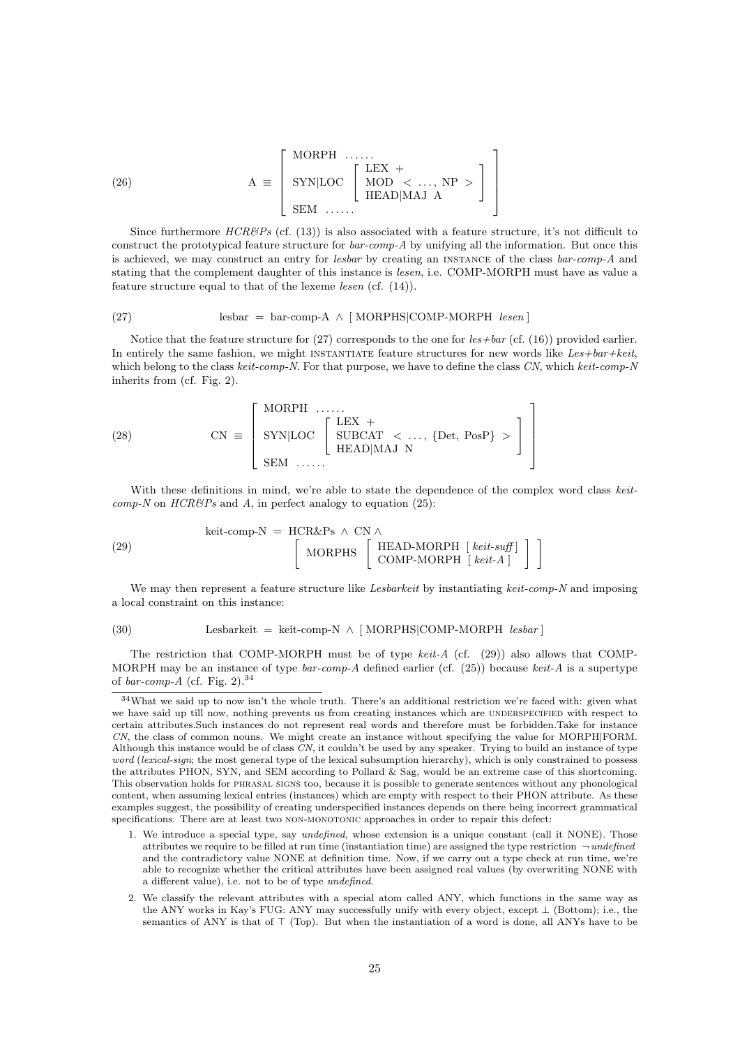(26)

$$A \equiv \left[ \begin{array}{l} \text{MORPH} \;\; \ldots\ldots \\ \text{SYN|LOC} \left[ \begin{array}{l} \text{LEX} \; + \\ \text{MOD} \;\; < \; \ldots, \; \text{NP} \; > \\ \text{HEAD|MAJ} \;\; \text{A} \end{array} \right] \\ \text{SEM} \;\; \ldots\ldots \end{array} \right]$$

Since furthermore *HCR&Ps* (cf. (13)) is also associated with a feature structure, it's not difficult to construct the prototypical feature structure for *bar-comp-A* by unifying all the information. But once this is achieved, we may construct an entry for *lesbar* by creating an INSTANCE of the class *bar-comp-A* and stating that the complement daughter of this instance is *lesen*, i.e. COMP-MORPH must have as value a feature structure equal to that of the lexeme *lesen* (cf. (14)).

(27)

$$\text{lesbar} \; = \; \text{bar-comp-A} \; \wedge \; [\, \text{MORPHS|COMP-MORPH} \;\; \textit{lesen} \,]$$

Notice that the feature structure for (27) corresponds to the one for *les+bar* (cf. (16)) provided earlier. In entirely the same fashion, we might INSTANTIATE feature structures for new words like *Les+bar+keit*, which belong to the class *keit-comp-N*. For that purpose, we have to define the class *CN*, which *keit-comp-N* inherits from (cf. Fig. 2).

(28)

$$\text{CN} \equiv \left[ \begin{array}{l} \text{MORPH} \;\; \ldots\ldots \\ \text{SYN|LOC} \left[ \begin{array}{l} \text{LEX} \; + \\ \text{SUBCAT} \;\; < \; \ldots, \; \{\text{Det, PosP}\} \; > \\ \text{HEAD|MAJ} \;\; \text{N} \end{array} \right] \\ \text{SEM} \;\; \ldots\ldots \end{array} \right]$$

With these definitions in mind, we're able to state the dependence of the complex word class *keit-comp-N* on *HCR&Ps* and *A*, in perfect analogy to equation (25):

(29)

$$\text{keit-comp-N} \; = \; \text{HCR\&Ps} \; \wedge \; \text{CN} \; \wedge \; \left[ \; \text{MORPHS} \left[ \begin{array}{l} \text{HEAD-MORPH} \; [\, \textit{keit-suff} \,] \\ \text{COMP-MORPH} \; [\, \textit{keit-A} \,] \end{array} \right] \right]$$

We may then represent a feature structure like *Lesbarkeit* by instantiating *keit-comp-N* and imposing a local constraint on this instance:

(30)

$$\text{Lesbarkeit} \; = \; \text{keit-comp-N} \; \wedge \; [\, \text{MORPHS|COMP-MORPH} \;\; \textit{lesbar} \,]$$

The restriction that COMP-MORPH must be of type *keit-A* (cf. (29)) also allows that COMP-MORPH may be an instance of type *bar-comp-A* defined earlier (cf. (25)) because *keit-A* is a supertype of *bar-comp-A* (cf. Fig. 2).[34]

---

[34] What we said up to now isn't the whole truth. There's an additional restriction we're faced with: given what we have said up till now, nothing prevents us from creating instances which are UNDERSPECIFIED with respect to certain attributes.Such instances do not represent real words and therefore must be forbidden.Take for instance *CN*, the class of common nouns. We might create an instance without specifying the value for MORPH|FORM. Although this instance would be of class *CN*, it couldn't be used by any speaker. Trying to build an instance of type *word* (*lexical-sign*; the most general type of the lexical subsumption hierarchy), which is only constrained to possess the attributes PHON, SYN, and SEM according to Pollard & Sag, would be an extreme case of this shortcoming. This observation holds for PHRASAL SIGNS too, because it is possible to generate sentences without any phonological content, when assuming lexical entries (instances) which are empty with respect to their PHON attribute. As these examples suggest, the possibility of creating underspecified instances depends on there being incorrect grammatical specifications. There are at least two NON-MONOTONIC approaches in order to repair this defect:

1. We introduce a special type, say *undefined*, whose extension is a unique constant (call it NONE). Those attributes we require to be filled at run time (instantiation time) are assigned the type restriction $\neg$ *undefined* and the contradictory value NONE at definition time. Now, if we carry out a type check at run time, we're able to recognize whether the critical attributes have been assigned real values (by overwriting NONE with a different value), i.e. not to be of type *undefined*.
2. We classify the relevant attributes with a special atom called ANY, which functions in the same way as the ANY works in Kay's FUG: ANY may successfully unify with every object, except $\bot$ (Bottom); i.e., the semantics of ANY is that of $\top$ (Top). But when the instantiation of a word is done, all ANYs have to be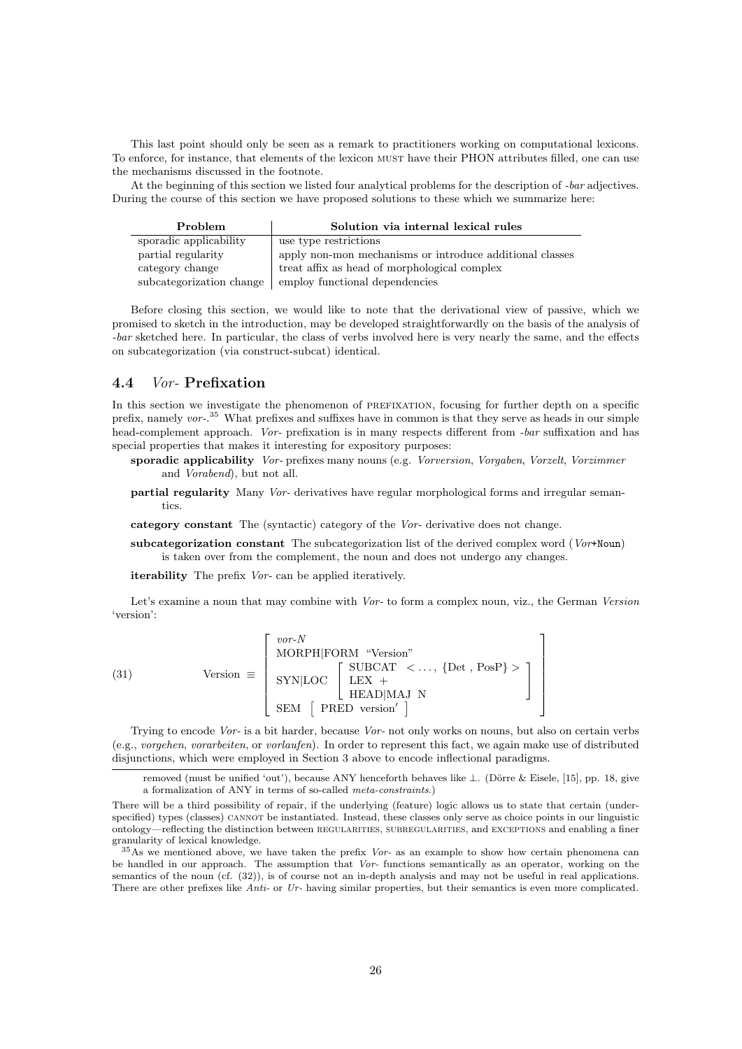This last point should only be seen as a remark to practitioners working on computational lexicons. To enforce, for instance, that elements of the lexicon MUST have their PHON attributes filled, one can use the mechanisms discussed in the footnote.

At the beginning of this section we listed four analytical problems for the description of *-bar* adjectives. During the course of this section we have proposed solutions to these which we summarize here:

| Problem | Solution via internal lexical rules |
|---|---|
| sporadic applicability | use type restrictions |
| partial regularity | apply non-mon mechanisms or introduce additional classes |
| category change | treat affix as head of morphological complex |
| subcategorization change | employ functional dependencies |

Before closing this section, we would like to note that the derivational view of passive, which we promised to sketch in the introduction, may be developed straightforwardly on the basis of the analysis of *-bar* sketched here. In particular, the class of verbs involved here is very nearly the same, and the effects on subcategorization (via construct-subcat) identical.

## 4.4 *Vor-* Prefixation

In this section we investigate the phenomenon of PREFIXATION, focusing for further depth on a specific prefix, namely *vor-*.[35] What prefixes and suffixes have in common is that they serve as heads in our simple head-complement approach. *Vor-* prefixation is in many respects different from *-bar* suffixation and has special properties that makes it interesting for expository purposes:

- **sporadic applicability** *Vor-* prefixes many nouns (e.g. *Vorversion*, *Vorgaben*, *Vorzelt*, *Vorzimmer* and *Vorabend*), but not all.
- **partial regularity** Many *Vor-* derivatives have regular morphological forms and irregular semantics.
- **category constant** The (syntactic) category of the *Vor-* derivative does not change.
- **subcategorization constant** The subcategorization list of the derived complex word (*Vor*+Noun) is taken over from the complement, the noun and does not undergo any changes.
- **iterability** The prefix *Vor-* can be applied iteratively.

Let's examine a noun that may combine with *Vor-* to form a complex noun, viz., the German *Version* 'version':

$$\text{(31)} \qquad \text{Version} \equiv \begin{bmatrix} \textit{vor-N} \\ \text{MORPH|FORM “Version”} \\ \text{SYN|LOC} \begin{bmatrix} \text{SUBCAT} \; < \ldots, \{\text{Det}, \text{PosP}\} > \\ \text{LEX} \; + \\ \text{HEAD|MAJ N} \end{bmatrix} \\ \text{SEM} \begin{bmatrix} \text{PRED version}' \end{bmatrix} \end{bmatrix}$$

Trying to encode *Vor-* is a bit harder, because *Vor-* not only works on nouns, but also on certain verbs (e.g., *vorgehen*, *vorarbeiten*, or *vorlaufen*). In order to represent this fact, we again make use of distributed disjunctions, which were employed in Section 3 above to encode inflectional paradigms.

---

removed (must be unified 'out'), because ANY henceforth behaves like ⊥. (Dörre & Eisele, [15], pp. 18, give a formalization of ANY in terms of so-called *meta-constraints*.)

There will be a third possibility of repair, if the underlying (feature) logic allows us to state that certain (underspecified) types (classes) CANNOT be instantiated. Instead, these classes only serve as choice points in our linguistic ontology—reflecting the distinction between REGULARITIES, SUBREGULARITIES, and EXCEPTIONS and enabling a finer granularity of lexical knowledge.

[35] As we mentioned above, we have taken the prefix *Vor-* as an example to show how certain phenomena can be handled in our approach. The assumption that *Vor-* functions semantically as an operator, working on the semantics of the noun (cf. (32)), is of course not an in-depth analysis and may not be useful in real applications. There are other prefixes like *Anti-* or *Ur-* having similar properties, but their semantics is even more complicated.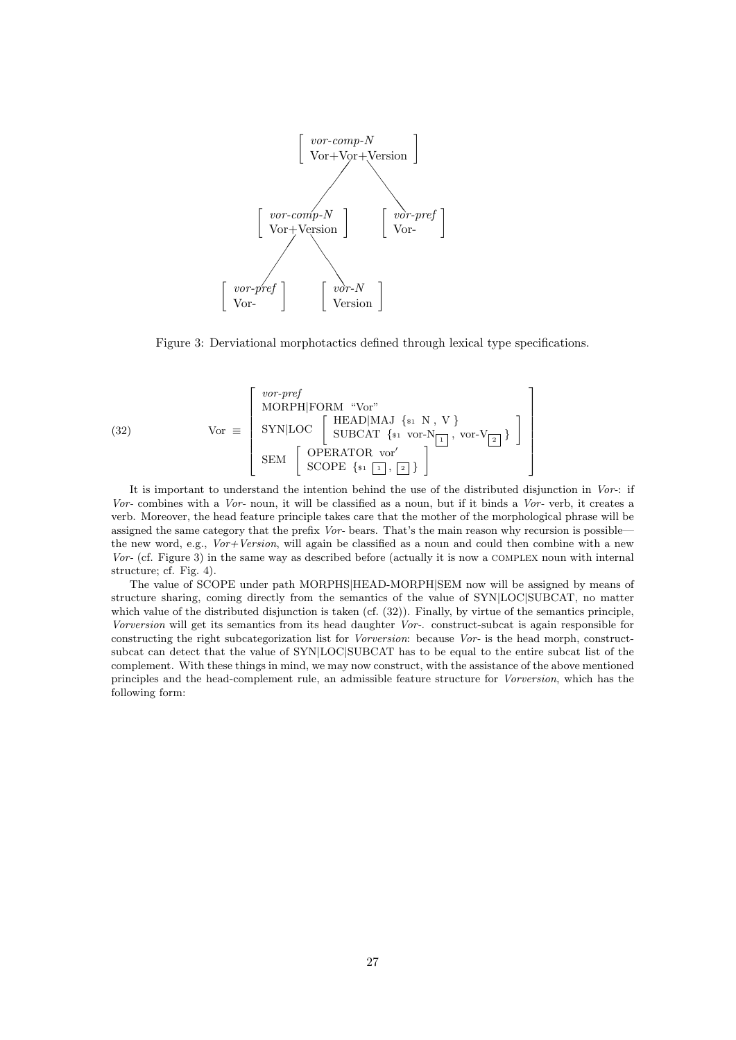```
                [ vor-comp-N          ]
                [ Vor+Vor+Version     ]
                 /                   \
   [ vor-comp-N   ]            [ vor-pref ]
   [ Vor+Version  ]            [ Vor-     ]
    /           \
[ vor-pref ]  [ vor-N   ]
[ Vor-     ]  [ Version ]
```

Figure 3: Derviational morphotactics defined through lexical type specifications.

(32)
$$
\text{Vor} \equiv \begin{bmatrix} \textit{vor-pref} \\ \text{MORPH|FORM “Vor”} \\ \text{SYN|LOC} \begin{bmatrix} \text{HEAD|MAJ } \{_{\$1} \text{ N , V} \} \\ \text{SUBCAT } \{_{\$1} \text{ vor-N}_{\boxed{1}} , \text{ vor-V}_{\boxed{2}} \} \end{bmatrix} \\ \text{SEM} \begin{bmatrix} \text{OPERATOR vor}' \\ \text{SCOPE } \{_{\$1} \boxed{1} , \boxed{2} \} \end{bmatrix} \end{bmatrix}
$$

It is important to understand the intention behind the use of the distributed disjunction in *Vor-*: if *Vor-* combines with a *Vor-* noun, it will be classified as a noun, but if it binds a *Vor-* verb, it creates a verb. Moreover, the head feature principle takes care that the mother of the morphological phrase will be assigned the same category that the prefix *Vor-* bears. That's the main reason why recursion is possible—the new word, e.g., *Vor+Version*, will again be classified as a noun and could then combine with a new *Vor-* (cf. Figure 3) in the same way as described before (actually it is now a COMPLEX noun with internal structure; cf. Fig. 4).

The value of SCOPE under path MORPHS|HEAD-MORPH|SEM now will be assigned by means of structure sharing, coming directly from the semantics of the value of SYN|LOC|SUBCAT, no matter which value of the distributed disjunction is taken (cf. (32)). Finally, by virtue of the semantics principle, *Vorversion* will get its semantics from its head daughter *Vor-*. construct-subcat is again responsible for constructing the right subcategorization list for *Vorversion*: because *Vor-* is the head morph, construct-subcat can detect that the value of SYN|LOC|SUBCAT has to be equal to the entire subcat list of the complement. With these things in mind, we may now construct, with the assistance of the above mentioned principles and the head-complement rule, an admissible feature structure for *Vorversion*, which has the following form: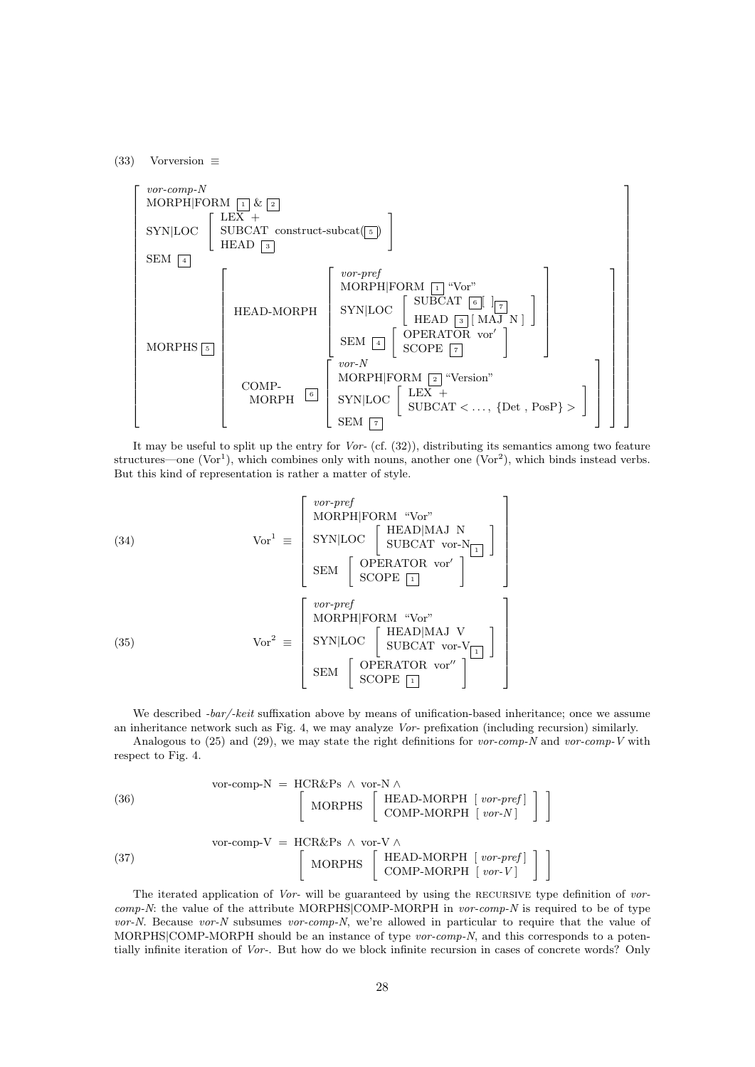(33) Vorversion ≡

$$
\left[\begin{array}{l}
\textit{vor-comp-N} \\
\text{MORPH|FORM } \boxed{1} \,\&\, \boxed{2} \\
\text{SYN|LOC} \left[\begin{array}{l} \text{LEX } + \\ \text{SUBCAT construct-subcat}(\boxed{5}) \\ \text{HEAD } \boxed{3} \end{array}\right] \\
\text{SEM } \boxed{4} \\
\text{MORPHS } \boxed{5} \left[\begin{array}{ll}
\text{HEAD-MORPH} & \left[\begin{array}{l} \textit{vor-pref} \\ \text{MORPH|FORM } \boxed{1} \text{ “Vor”} \\ \text{SYN|LOC} \left[\begin{array}{l} \text{SUBCAT } \boxed{6}[\;]_{\boxed{7}} \\ \text{HEAD } \boxed{3} [\text{ MAJ N }] \end{array}\right] \\ \text{SEM } \boxed{4} \left[\begin{array}{l} \text{OPERATOR vor}' \\ \text{SCOPE } \boxed{7} \end{array}\right] \end{array}\right] \\
\begin{array}{l}\text{COMP-} \\ \text{MORPH}\end{array} & \boxed{6} \left[\begin{array}{l} \textit{vor-N} \\ \text{MORPH|FORM } \boxed{2} \text{ “Version”} \\ \text{SYN|LOC} \left[\begin{array}{l} \text{LEX } + \\ \text{SUBCAT} < \ldots, \{\text{Det}, \text{PosP}\} > \end{array}\right] \\ \text{SEM } \boxed{7} \end{array}\right]
\end{array}\right]
\end{array}\right]
$$

It may be useful to split up the entry for *Vor-* (cf. (32)), distributing its semantics among two feature structures—one ($\text{Vor}^1$), which combines only with nouns, another one ($\text{Vor}^2$), which binds instead verbs. But this kind of representation is rather a matter of style.

(34)
$$
\text{Vor}^1 \equiv \left[\begin{array}{l} \textit{vor-pref} \\ \text{MORPH|FORM “Vor”} \\ \text{SYN|LOC} \left[\begin{array}{l} \text{HEAD|MAJ N} \\ \text{SUBCAT vor-N}_{\boxed{1}} \end{array}\right] \\ \text{SEM} \left[\begin{array}{l} \text{OPERATOR vor}' \\ \text{SCOPE } \boxed{1} \end{array}\right] \end{array}\right]
$$

(35)
$$
\text{Vor}^2 \equiv \left[\begin{array}{l} \textit{vor-pref} \\ \text{MORPH|FORM “Vor”} \\ \text{SYN|LOC} \left[\begin{array}{l} \text{HEAD|MAJ V} \\ \text{SUBCAT vor-V}_{\boxed{1}} \end{array}\right] \\ \text{SEM} \left[\begin{array}{l} \text{OPERATOR vor}'' \\ \text{SCOPE } \boxed{1} \end{array}\right] \end{array}\right]
$$

We described *-bar/-keit* suffixation above by means of unification-based inheritance; once we assume an inheritance network such as Fig. 4, we may analyze *Vor-* prefixation (including recursion) similarly.

Analogous to (25) and (29), we may state the right definitions for *vor-comp-N* and *vor-comp-V* with respect to Fig. 4.

(36)
$$
\text{vor-comp-N} = \text{HCR\&Ps} \wedge \text{vor-N} \wedge \left[ \text{MORPHS} \left[\begin{array}{l} \text{HEAD-MORPH } [\,\textit{vor-pref}\,] \\ \text{COMP-MORPH } [\,\textit{vor-N}\,] \end{array}\right] \right]
$$

(37)
$$
\text{vor-comp-V} = \text{HCR\&Ps} \wedge \text{vor-V} \wedge \left[ \text{MORPHS} \left[\begin{array}{l} \text{HEAD-MORPH } [\,\textit{vor-pref}\,] \\ \text{COMP-MORPH } [\,\textit{vor-V}\,] \end{array}\right] \right]
$$

The iterated application of *Vor-* will be guaranteed by using the RECURSIVE type definition of *vor-comp-N*: the value of the attribute MORPHS|COMP-MORPH in *vor-comp-N* is required to be of type *vor-N*. Because *vor-N* subsumes *vor-comp-N*, we're allowed in particular to require that the value of MORPHS|COMP-MORPH should be an instance of type *vor-comp-N*, and this corresponds to a potentially infinite iteration of *Vor-*. But how do we block infinite recursion in cases of concrete words? Only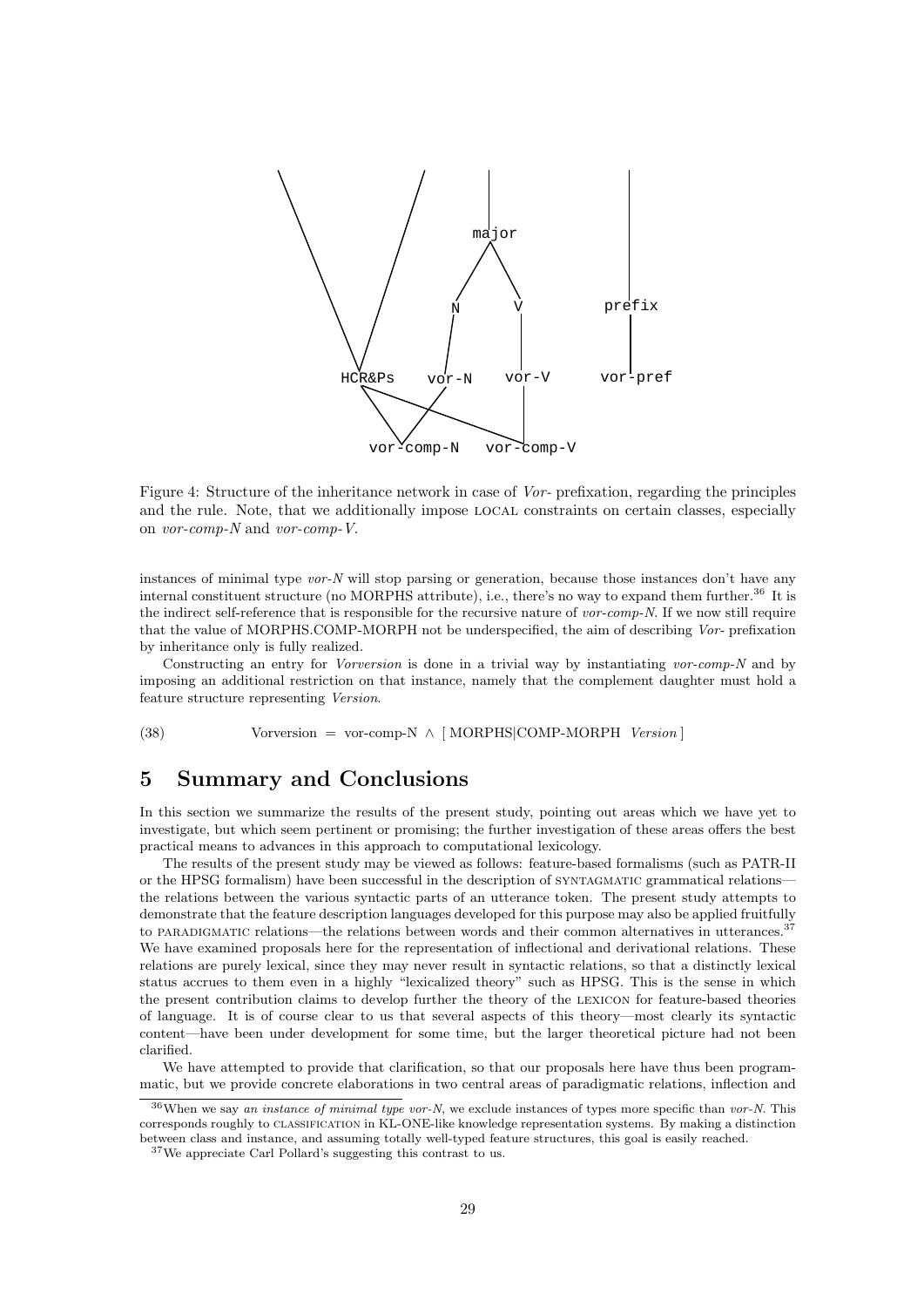Figure 4: Structure of the inheritance network in case of *Vor-* prefixation, regarding the principles and the rule. Note, that we additionally impose LOCAL constraints on certain classes, especially on *vor-comp-N* and *vor-comp-V*.

instances of minimal type *vor-N* will stop parsing or generation, because those instances don't have any internal constituent structure (no MORPHS attribute), i.e., there's no way to expand them further.[36] It is the indirect self-reference that is responsible for the recursive nature of *vor-comp-N*. If we now still require that the value of MORPHS.COMP-MORPH not be underspecified, the aim of describing *Vor-* prefixation by inheritance only is fully realized.

Constructing an entry for *Vorversion* is done in a trivial way by instantiating *vor-comp-N* and by imposing an additional restriction on that instance, namely that the complement daughter must hold a feature structure representing *Version*.

(38) Vorversion = vor-comp-N ∧ [ MORPHS|COMP-MORPH *Version* ]

## 5 Summary and Conclusions

In this section we summarize the results of the present study, pointing out areas which we have yet to investigate, but which seem pertinent or promising; the further investigation of these areas offers the best practical means to advances in this approach to computational lexicology.

The results of the present study may be viewed as follows: feature-based formalisms (such as PATR-II or the HPSG formalism) have been successful in the description of SYNTAGMATIC grammatical relations—the relations between the various syntactic parts of an utterance token. The present study attempts to demonstrate that the feature description languages developed for this purpose may also be applied fruitfully to PARADIGMATIC relations—the relations between words and their common alternatives in utterances.[37] We have examined proposals here for the representation of inflectional and derivational relations. These relations are purely lexical, since they may never result in syntactic relations, so that a distinctly lexical status accrues to them even in a highly "lexicalized theory" such as HPSG. This is the sense in which the present contribution claims to develop further the theory of the LEXICON for feature-based theories of language. It is of course clear to us that several aspects of this theory—most clearly its syntactic content—have been under development for some time, but the larger theoretical picture had not been clarified.

We have attempted to provide that clarification, so that our proposals here have thus been programmatic, but we provide concrete elaborations in two central areas of paradigmatic relations, inflection and

[36] When we say *an instance of minimal type vor-N*, we exclude instances of types more specific than *vor-N*. This corresponds roughly to CLASSIFICATION in KL-ONE-like knowledge representation systems. By making a distinction between class and instance, and assuming totally well-typed feature structures, this goal is easily reached.

[37] We appreciate Carl Pollard's suggesting this contrast to us.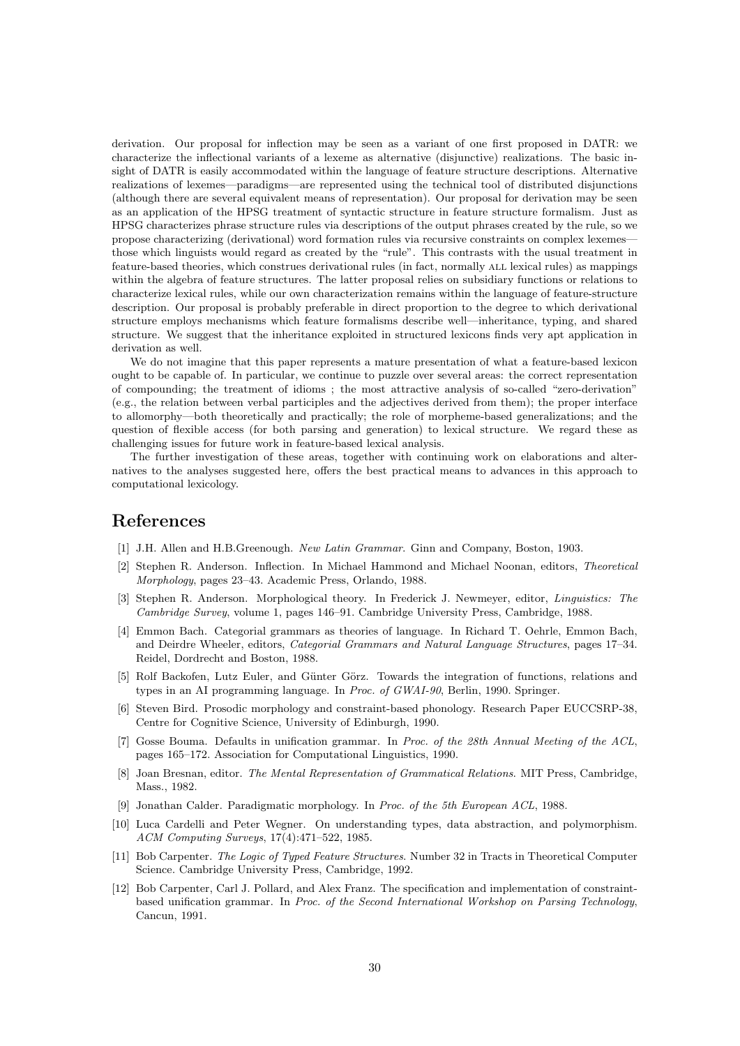derivation. Our proposal for inflection may be seen as a variant of one first proposed in DATR: we characterize the inflectional variants of a lexeme as alternative (disjunctive) realizations. The basic insight of DATR is easily accommodated within the language of feature structure descriptions. Alternative realizations of lexemes—paradigms—are represented using the technical tool of distributed disjunctions (although there are several equivalent means of representation). Our proposal for derivation may be seen as an application of the HPSG treatment of syntactic structure in feature structure formalism. Just as HPSG characterizes phrase structure rules via descriptions of the output phrases created by the rule, so we propose characterizing (derivational) word formation rules via recursive constraints on complex lexemes—those which linguists would regard as created by the "rule". This contrasts with the usual treatment in feature-based theories, which construes derivational rules (in fact, normally ALL lexical rules) as mappings within the algebra of feature structures. The latter proposal relies on subsidiary functions or relations to characterize lexical rules, while our own characterization remains within the language of feature-structure description. Our proposal is probably preferable in direct proportion to the degree to which derivational structure employs mechanisms which feature formalisms describe well—inheritance, typing, and shared structure. We suggest that the inheritance exploited in structured lexicons finds very apt application in derivation as well.

We do not imagine that this paper represents a mature presentation of what a feature-based lexicon ought to be capable of. In particular, we continue to puzzle over several areas: the correct representation of compounding; the treatment of idioms ; the most attractive analysis of so-called "zero-derivation" (e.g., the relation between verbal participles and the adjectives derived from them); the proper interface to allomorphy—both theoretically and practically; the role of morpheme-based generalizations; and the question of flexible access (for both parsing and generation) to lexical structure. We regard these as challenging issues for future work in feature-based lexical analysis.

The further investigation of these areas, together with continuing work on elaborations and alternatives to the analyses suggested here, offers the best practical means to advances in this approach to computational lexicology.

# References

[1] J.H. Allen and H.B.Greenough. *New Latin Grammar*. Ginn and Company, Boston, 1903.

[2] Stephen R. Anderson. Inflection. In Michael Hammond and Michael Noonan, editors, *Theoretical Morphology*, pages 23–43. Academic Press, Orlando, 1988.

[3] Stephen R. Anderson. Morphological theory. In Frederick J. Newmeyer, editor, *Linguistics: The Cambridge Survey*, volume 1, pages 146–91. Cambridge University Press, Cambridge, 1988.

[4] Emmon Bach. Categorial grammars as theories of language. In Richard T. Oehrle, Emmon Bach, and Deirdre Wheeler, editors, *Categorial Grammars and Natural Language Structures*, pages 17–34. Reidel, Dordrecht and Boston, 1988.

[5] Rolf Backofen, Lutz Euler, and Günter Görz. Towards the integration of functions, relations and types in an AI programming language. In *Proc. of GWAI-90*, Berlin, 1990. Springer.

[6] Steven Bird. Prosodic morphology and constraint-based phonology. Research Paper EUCCSRP-38, Centre for Cognitive Science, University of Edinburgh, 1990.

[7] Gosse Bouma. Defaults in unification grammar. In *Proc. of the 28th Annual Meeting of the ACL*, pages 165–172. Association for Computational Linguistics, 1990.

[8] Joan Bresnan, editor. *The Mental Representation of Grammatical Relations*. MIT Press, Cambridge, Mass., 1982.

[9] Jonathan Calder. Paradigmatic morphology. In *Proc. of the 5th European ACL*, 1988.

[10] Luca Cardelli and Peter Wegner. On understanding types, data abstraction, and polymorphism. *ACM Computing Surveys*, 17(4):471–522, 1985.

[11] Bob Carpenter. *The Logic of Typed Feature Structures*. Number 32 in Tracts in Theoretical Computer Science. Cambridge University Press, Cambridge, 1992.

[12] Bob Carpenter, Carl J. Pollard, and Alex Franz. The specification and implementation of constraint-based unification grammar. In *Proc. of the Second International Workshop on Parsing Technology*, Cancun, 1991.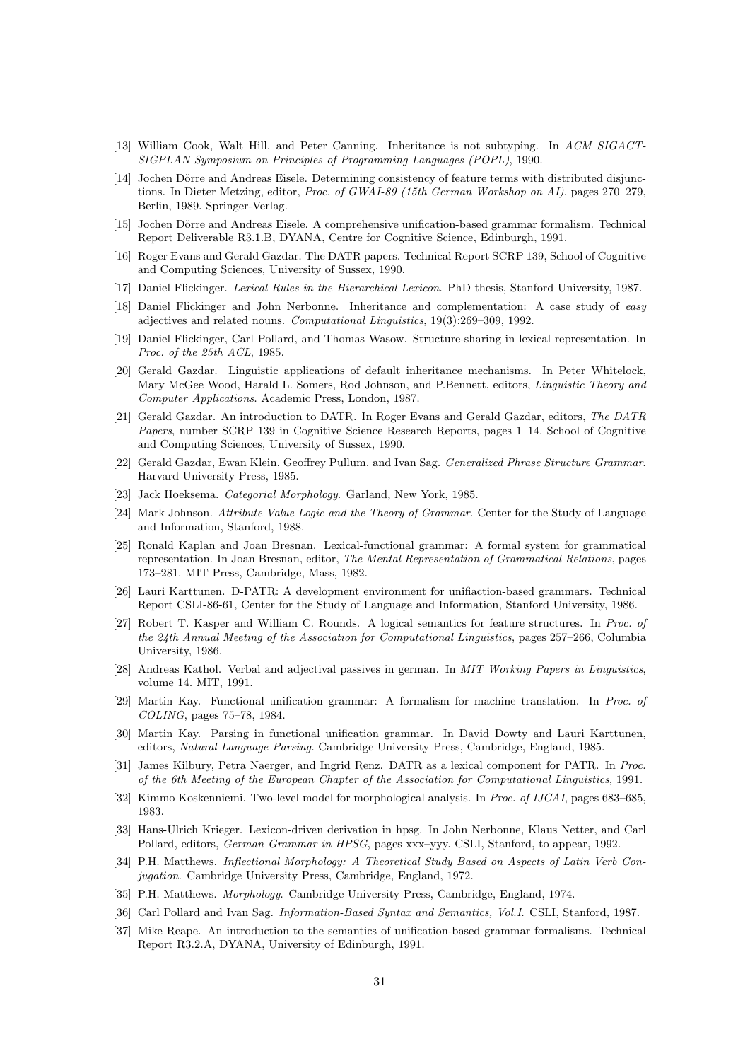[13] William Cook, Walt Hill, and Peter Canning. Inheritance is not subtyping. In *ACM SIGACT-SIGPLAN Symposium on Principles of Programming Languages (POPL)*, 1990.

[14] Jochen Dörre and Andreas Eisele. Determining consistency of feature terms with distributed disjunctions. In Dieter Metzing, editor, *Proc. of GWAI-89 (15th German Workshop on AI)*, pages 270–279, Berlin, 1989. Springer-Verlag.

[15] Jochen Dörre and Andreas Eisele. A comprehensive unification-based grammar formalism. Technical Report Deliverable R3.1.B, DYANA, Centre for Cognitive Science, Edinburgh, 1991.

[16] Roger Evans and Gerald Gazdar. The DATR papers. Technical Report SCRP 139, School of Cognitive and Computing Sciences, University of Sussex, 1990.

[17] Daniel Flickinger. *Lexical Rules in the Hierarchical Lexicon*. PhD thesis, Stanford University, 1987.

[18] Daniel Flickinger and John Nerbonne. Inheritance and complementation: A case study of *easy* adjectives and related nouns. *Computational Linguistics*, 19(3):269–309, 1992.

[19] Daniel Flickinger, Carl Pollard, and Thomas Wasow. Structure-sharing in lexical representation. In *Proc. of the 25th ACL*, 1985.

[20] Gerald Gazdar. Linguistic applications of default inheritance mechanisms. In Peter Whitelock, Mary McGee Wood, Harald L. Somers, Rod Johnson, and P.Bennett, editors, *Linguistic Theory and Computer Applications*. Academic Press, London, 1987.

[21] Gerald Gazdar. An introduction to DATR. In Roger Evans and Gerald Gazdar, editors, *The DATR Papers*, number SCRP 139 in Cognitive Science Research Reports, pages 1–14. School of Cognitive and Computing Sciences, University of Sussex, 1990.

[22] Gerald Gazdar, Ewan Klein, Geoffrey Pullum, and Ivan Sag. *Generalized Phrase Structure Grammar*. Harvard University Press, 1985.

[23] Jack Hoeksema. *Categorial Morphology*. Garland, New York, 1985.

[24] Mark Johnson. *Attribute Value Logic and the Theory of Grammar*. Center for the Study of Language and Information, Stanford, 1988.

[25] Ronald Kaplan and Joan Bresnan. Lexical-functional grammar: A formal system for grammatical representation. In Joan Bresnan, editor, *The Mental Representation of Grammatical Relations*, pages 173–281. MIT Press, Cambridge, Mass, 1982.

[26] Lauri Karttunen. D-PATR: A development environment for unifiaction-based grammars. Technical Report CSLI-86-61, Center for the Study of Language and Information, Stanford University, 1986.

[27] Robert T. Kasper and William C. Rounds. A logical semantics for feature structures. In *Proc. of the 24th Annual Meeting of the Association for Computational Linguistics*, pages 257–266, Columbia University, 1986.

[28] Andreas Kathol. Verbal and adjectival passives in german. In *MIT Working Papers in Linguistics*, volume 14. MIT, 1991.

[29] Martin Kay. Functional unification grammar: A formalism for machine translation. In *Proc. of COLING*, pages 75–78, 1984.

[30] Martin Kay. Parsing in functional unification grammar. In David Dowty and Lauri Karttunen, editors, *Natural Language Parsing*. Cambridge University Press, Cambridge, England, 1985.

[31] James Kilbury, Petra Naerger, and Ingrid Renz. DATR as a lexical component for PATR. In *Proc. of the 6th Meeting of the European Chapter of the Association for Computational Linguistics*, 1991.

[32] Kimmo Koskenniemi. Two-level model for morphological analysis. In *Proc. of IJCAI*, pages 683–685, 1983.

[33] Hans-Ulrich Krieger. Lexicon-driven derivation in hpsg. In John Nerbonne, Klaus Netter, and Carl Pollard, editors, *German Grammar in HPSG*, pages xxx–yyy. CSLI, Stanford, to appear, 1992.

[34] P.H. Matthews. *Inflectional Morphology: A Theoretical Study Based on Aspects of Latin Verb Conjugation*. Cambridge University Press, Cambridge, England, 1972.

[35] P.H. Matthews. *Morphology*. Cambridge University Press, Cambridge, England, 1974.

[36] Carl Pollard and Ivan Sag. *Information-Based Syntax and Semantics, Vol.I.* CSLI, Stanford, 1987.

[37] Mike Reape. An introduction to the semantics of unification-based grammar formalisms. Technical Report R3.2.A, DYANA, University of Edinburgh, 1991.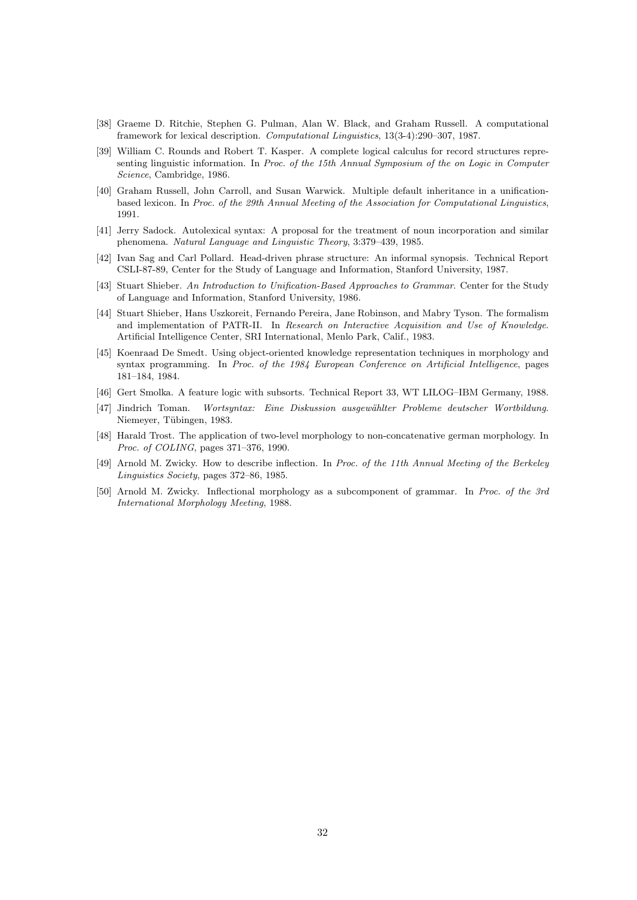[38] Graeme D. Ritchie, Stephen G. Pulman, Alan W. Black, and Graham Russell. A computational framework for lexical description. *Computational Linguistics*, 13(3-4):290–307, 1987.

[39] William C. Rounds and Robert T. Kasper. A complete logical calculus for record structures representing linguistic information. In *Proc. of the 15th Annual Symposium of the on Logic in Computer Science*, Cambridge, 1986.

[40] Graham Russell, John Carroll, and Susan Warwick. Multiple default inheritance in a unification-based lexicon. In *Proc. of the 29th Annual Meeting of the Association for Computational Linguistics*, 1991.

[41] Jerry Sadock. Autolexical syntax: A proposal for the treatment of noun incorporation and similar phenomena. *Natural Language and Linguistic Theory*, 3:379–439, 1985.

[42] Ivan Sag and Carl Pollard. Head-driven phrase structure: An informal synopsis. Technical Report CSLI-87-89, Center for the Study of Language and Information, Stanford University, 1987.

[43] Stuart Shieber. *An Introduction to Unification-Based Approaches to Grammar*. Center for the Study of Language and Information, Stanford University, 1986.

[44] Stuart Shieber, Hans Uszkoreit, Fernando Pereira, Jane Robinson, and Mabry Tyson. The formalism and implementation of PATR-II. In *Research on Interactive Acquisition and Use of Knowledge*. Artificial Intelligence Center, SRI International, Menlo Park, Calif., 1983.

[45] Koenraad De Smedt. Using object-oriented knowledge representation techniques in morphology and syntax programming. In *Proc. of the 1984 European Conference on Artificial Intelligence*, pages 181–184, 1984.

[46] Gert Smolka. A feature logic with subsorts. Technical Report 33, WT LILOG–IBM Germany, 1988.

[47] Jindrich Toman. *Wortsyntax: Eine Diskussion ausgewählter Probleme deutscher Wortbildung*. Niemeyer, Tübingen, 1983.

[48] Harald Trost. The application of two-level morphology to non-concatenative german morphology. In *Proc. of COLING*, pages 371–376, 1990.

[49] Arnold M. Zwicky. How to describe inflection. In *Proc. of the 11th Annual Meeting of the Berkeley Linguistics Society*, pages 372–86, 1985.

[50] Arnold M. Zwicky. Inflectional morphology as a subcomponent of grammar. In *Proc. of the 3rd International Morphology Meeting*, 1988.